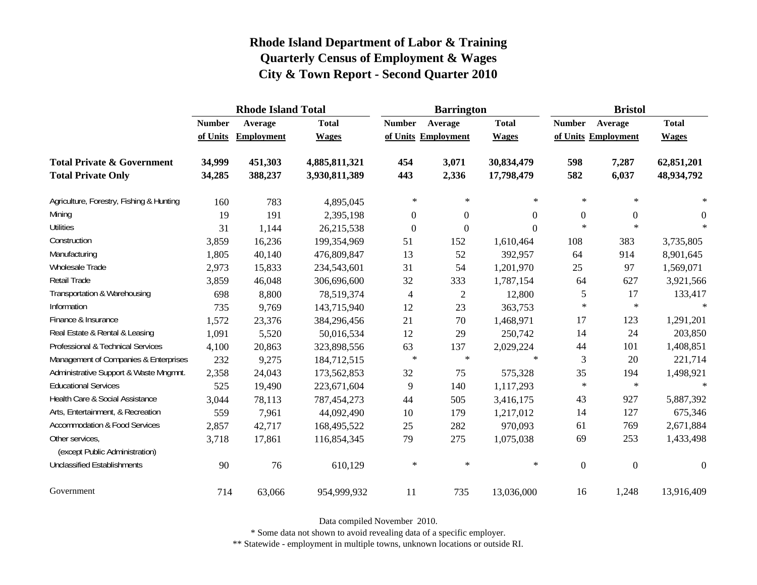# Rhode Island Department of Labor & Training
## Quarterly Census of Employment & Wages
## City & Town Report - Second Quarter 2010

| | Rhode Island Total | | | Barrington | | | Bristol | | |
|---|---|---|---|---|---|---|---|---|---|
| | Number of Units | Average Employment | Total Wages | Number of Units | Average Employment | Total Wages | Number of Units | Average Employment | Total Wages |
| **Total Private & Government** | **34,999** | **451,303** | **4,885,811,321** | **454** | **3,071** | **30,834,479** | **598** | **7,287** | **62,851,201** |
| **Total Private Only** | **34,285** | **388,237** | **3,930,811,389** | **443** | **2,336** | **17,798,479** | **582** | **6,037** | **48,934,792** |
| Agriculture, Forestry, Fishing & Hunting | 160 | 783 | 4,895,045 | * | * | * | * | * | * |
| Mining | 19 | 191 | 2,395,198 | 0 | 0 | 0 | 0 | 0 | 0 |
| Utilities | 31 | 1,144 | 26,215,538 | 0 | 0 | 0 | * | * | * |
| Construction | 3,859 | 16,236 | 199,354,969 | 51 | 152 | 1,610,464 | 108 | 383 | 3,735,805 |
| Manufacturing | 1,805 | 40,140 | 476,809,847 | 13 | 52 | 392,957 | 64 | 914 | 8,901,645 |
| Wholesale Trade | 2,973 | 15,833 | 234,543,601 | 31 | 54 | 1,201,970 | 25 | 97 | 1,569,071 |
| Retail Trade | 3,859 | 46,048 | 306,696,600 | 32 | 333 | 1,787,154 | 64 | 627 | 3,921,566 |
| Transportation & Warehousing | 698 | 8,800 | 78,519,374 | 4 | 2 | 12,800 | 5 | 17 | 133,417 |
| Information | 735 | 9,769 | 143,715,940 | 12 | 23 | 363,753 | * | * | * |
| Finance & Insurance | 1,572 | 23,376 | 384,296,456 | 21 | 70 | 1,468,971 | 17 | 123 | 1,291,201 |
| Real Estate & Rental & Leasing | 1,091 | 5,520 | 50,016,534 | 12 | 29 | 250,742 | 14 | 24 | 203,850 |
| Professional & Technical Services | 4,100 | 20,863 | 323,898,556 | 63 | 137 | 2,029,224 | 44 | 101 | 1,408,851 |
| Management of Companies & Enterprises | 232 | 9,275 | 184,712,515 | * | * | * | 3 | 20 | 221,714 |
| Administrative Support & Waste Mngmnt. | 2,358 | 24,043 | 173,562,853 | 32 | 75 | 575,328 | 35 | 194 | 1,498,921 |
| Educational Services | 525 | 19,490 | 223,671,604 | 9 | 140 | 1,117,293 | * | * | * |
| Health Care & Social Assistance | 3,044 | 78,113 | 787,454,273 | 44 | 505 | 3,416,175 | 43 | 927 | 5,887,392 |
| Arts, Entertainment, & Recreation | 559 | 7,961 | 44,092,490 | 10 | 179 | 1,217,012 | 14 | 127 | 675,346 |
| Accommodation & Food Services | 2,857 | 42,717 | 168,495,522 | 25 | 282 | 970,093 | 61 | 769 | 2,671,884 |
| Other services, (except Public Administration) | 3,718 | 17,861 | 116,854,345 | 79 | 275 | 1,075,038 | 69 | 253 | 1,433,498 |
| Unclassified Establishments | 90 | 76 | 610,129 | * | * | * | 0 | 0 | 0 |
| Government | 714 | 63,066 | 954,999,932 | 11 | 735 | 13,036,000 | 16 | 1,248 | 13,916,409 |

Data compiled November 2010.

* Some data not shown to avoid revealing data of a specific employer.

** Statewide - employment in multiple towns, unknown locations or outside RI.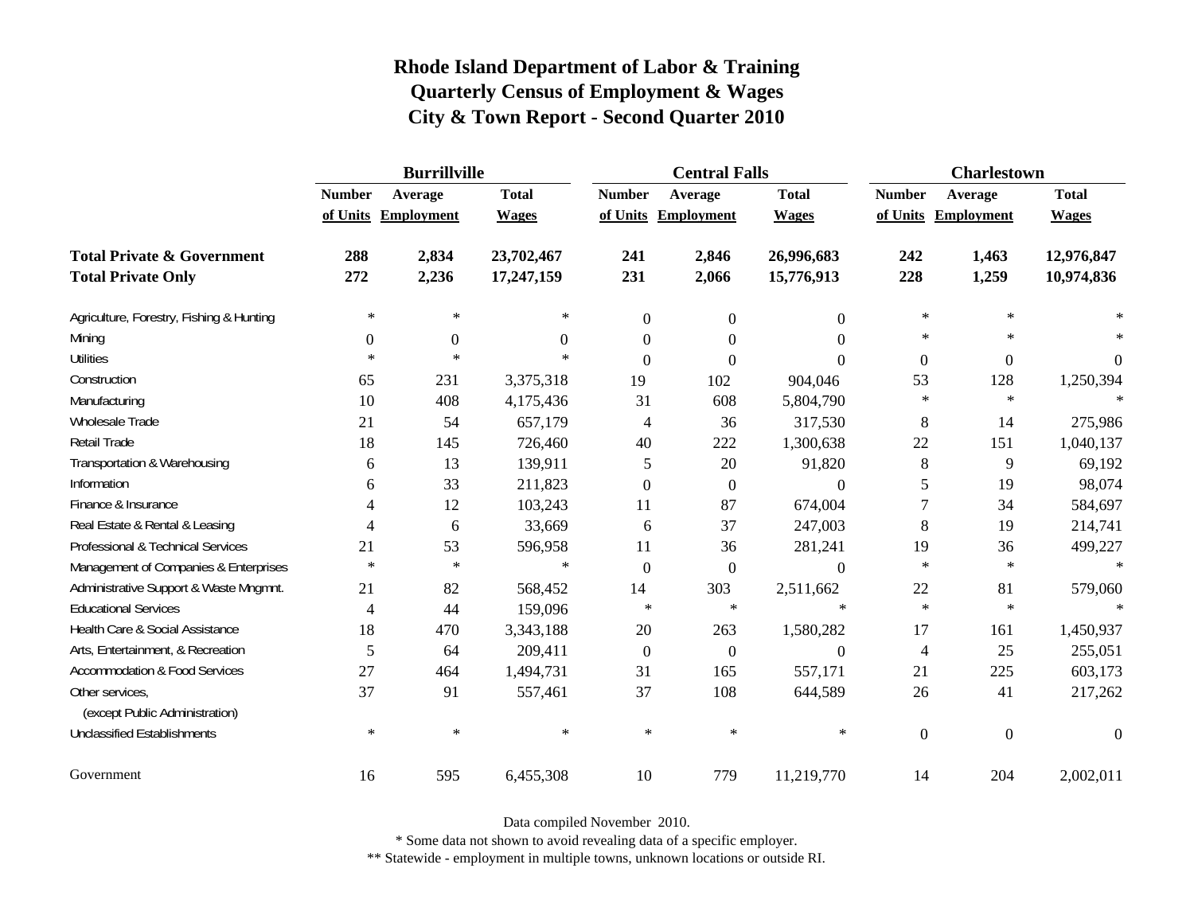# Rhode Island Department of Labor & Training
## Quarterly Census of Employment & Wages
## City & Town Report - Second Quarter 2010

| | Burrillville | | | Central Falls | | | Charlestown | | |
|---|---|---|---|---|---|---|---|---|---|
| | Number of Units | Average Employment | Total Wages | Number of Units | Average Employment | Total Wages | Number of Units | Average Employment | Total Wages |
| **Total Private & Government** | **288** | **2,834** | **23,702,467** | **241** | **2,846** | **26,996,683** | **242** | **1,463** | **12,976,847** |
| **Total Private Only** | **272** | **2,236** | **17,247,159** | **231** | **2,066** | **15,776,913** | **228** | **1,259** | **10,974,836** |
| Agriculture, Forestry, Fishing & Hunting | * | * | * | 0 | 0 | 0 | * | * | * |
| Mining | 0 | 0 | 0 | 0 | 0 | 0 | * | * | * |
| Utilities | * | * | * | 0 | 0 | 0 | 0 | 0 | 0 |
| Construction | 65 | 231 | 3,375,318 | 19 | 102 | 904,046 | 53 | 128 | 1,250,394 |
| Manufacturing | 10 | 408 | 4,175,436 | 31 | 608 | 5,804,790 | * | * | * |
| Wholesale Trade | 21 | 54 | 657,179 | 4 | 36 | 317,530 | 8 | 14 | 275,986 |
| Retail Trade | 18 | 145 | 726,460 | 40 | 222 | 1,300,638 | 22 | 151 | 1,040,137 |
| Transportation & Warehousing | 6 | 13 | 139,911 | 5 | 20 | 91,820 | 8 | 9 | 69,192 |
| Information | 6 | 33 | 211,823 | 0 | 0 | 0 | 5 | 19 | 98,074 |
| Finance & Insurance | 4 | 12 | 103,243 | 11 | 87 | 674,004 | 7 | 34 | 584,697 |
| Real Estate & Rental & Leasing | 4 | 6 | 33,669 | 6 | 37 | 247,003 | 8 | 19 | 214,741 |
| Professional & Technical Services | 21 | 53 | 596,958 | 11 | 36 | 281,241 | 19 | 36 | 499,227 |
| Management of Companies & Enterprises | * | * | * | 0 | 0 | 0 | * | * | * |
| Administrative Support & Waste Mngmnt. | 21 | 82 | 568,452 | 14 | 303 | 2,511,662 | 22 | 81 | 579,060 |
| Educational Services | 4 | 44 | 159,096 | * | * | * | * | * | * |
| Health Care & Social Assistance | 18 | 470 | 3,343,188 | 20 | 263 | 1,580,282 | 17 | 161 | 1,450,937 |
| Arts, Entertainment, & Recreation | 5 | 64 | 209,411 | 0 | 0 | 0 | 4 | 25 | 255,051 |
| Accommodation & Food Services | 27 | 464 | 1,494,731 | 31 | 165 | 557,171 | 21 | 225 | 603,173 |
| Other services, (except Public Administration) | 37 | 91 | 557,461 | 37 | 108 | 644,589 | 26 | 41 | 217,262 |
| Unclassified Establishments | * | * | * | * | * | * | 0 | 0 | 0 |
| Government | 16 | 595 | 6,455,308 | 10 | 779 | 11,219,770 | 14 | 204 | 2,002,011 |

Data compiled November 2010.

* Some data not shown to avoid revealing data of a specific employer.

** Statewide - employment in multiple towns, unknown locations or outside RI.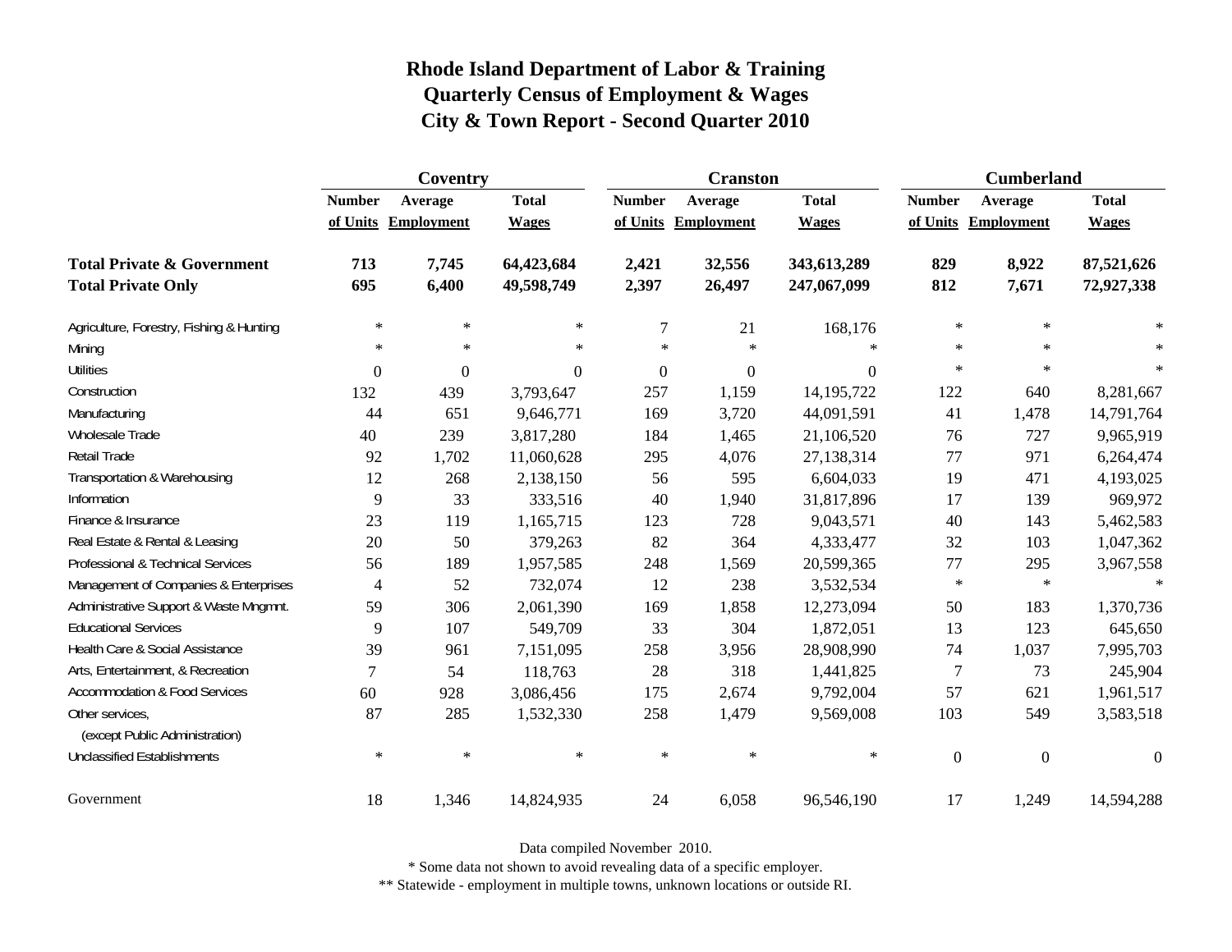# Rhode Island Department of Labor & Training
## Quarterly Census of Employment & Wages
## City & Town Report - Second Quarter 2010

| | Coventry | | | Cranston | | | Cumberland | | |
|---|---|---|---|---|---|---|---|---|---|
| | Number of Units | Average Employment | Total Wages | Number of Units | Average Employment | Total Wages | Number of Units | Average Employment | Total Wages |
| **Total Private & Government** | **713** | **7,745** | **64,423,684** | **2,421** | **32,556** | **343,613,289** | **829** | **8,922** | **87,521,626** |
| **Total Private Only** | **695** | **6,400** | **49,598,749** | **2,397** | **26,497** | **247,067,099** | **812** | **7,671** | **72,927,338** |
| Agriculture, Forestry, Fishing & Hunting | * | * | * | 7 | 21 | 168,176 | * | * | * |
| Mining | * | * | * | * | * | * | * | * | * |
| Utilities | 0 | 0 | 0 | 0 | 0 | 0 | * | * | * |
| Construction | 132 | 439 | 3,793,647 | 257 | 1,159 | 14,195,722 | 122 | 640 | 8,281,667 |
| Manufacturing | 44 | 651 | 9,646,771 | 169 | 3,720 | 44,091,591 | 41 | 1,478 | 14,791,764 |
| Wholesale Trade | 40 | 239 | 3,817,280 | 184 | 1,465 | 21,106,520 | 76 | 727 | 9,965,919 |
| Retail Trade | 92 | 1,702 | 11,060,628 | 295 | 4,076 | 27,138,314 | 77 | 971 | 6,264,474 |
| Transportation & Warehousing | 12 | 268 | 2,138,150 | 56 | 595 | 6,604,033 | 19 | 471 | 4,193,025 |
| Information | 9 | 33 | 333,516 | 40 | 1,940 | 31,817,896 | 17 | 139 | 969,972 |
| Finance & Insurance | 23 | 119 | 1,165,715 | 123 | 728 | 9,043,571 | 40 | 143 | 5,462,583 |
| Real Estate & Rental & Leasing | 20 | 50 | 379,263 | 82 | 364 | 4,333,477 | 32 | 103 | 1,047,362 |
| Professional & Technical Services | 56 | 189 | 1,957,585 | 248 | 1,569 | 20,599,365 | 77 | 295 | 3,967,558 |
| Management of Companies & Enterprises | 4 | 52 | 732,074 | 12 | 238 | 3,532,534 | * | * | * |
| Administrative Support & Waste Mngmnt. | 59 | 306 | 2,061,390 | 169 | 1,858 | 12,273,094 | 50 | 183 | 1,370,736 |
| Educational Services | 9 | 107 | 549,709 | 33 | 304 | 1,872,051 | 13 | 123 | 645,650 |
| Health Care & Social Assistance | 39 | 961 | 7,151,095 | 258 | 3,956 | 28,908,990 | 74 | 1,037 | 7,995,703 |
| Arts, Entertainment, & Recreation | 7 | 54 | 118,763 | 28 | 318 | 1,441,825 | 7 | 73 | 245,904 |
| Accommodation & Food Services | 60 | 928 | 3,086,456 | 175 | 2,674 | 9,792,004 | 57 | 621 | 1,961,517 |
| Other services, (except Public Administration) | 87 | 285 | 1,532,330 | 258 | 1,479 | 9,569,008 | 103 | 549 | 3,583,518 |
| Unclassified Establishments | * | * | * | * | * | * | 0 | 0 | 0 |
| Government | 18 | 1,346 | 14,824,935 | 24 | 6,058 | 96,546,190 | 17 | 1,249 | 14,594,288 |

Data compiled November 2010.

* Some data not shown to avoid revealing data of a specific employer.

** Statewide - employment in multiple towns, unknown locations or outside RI.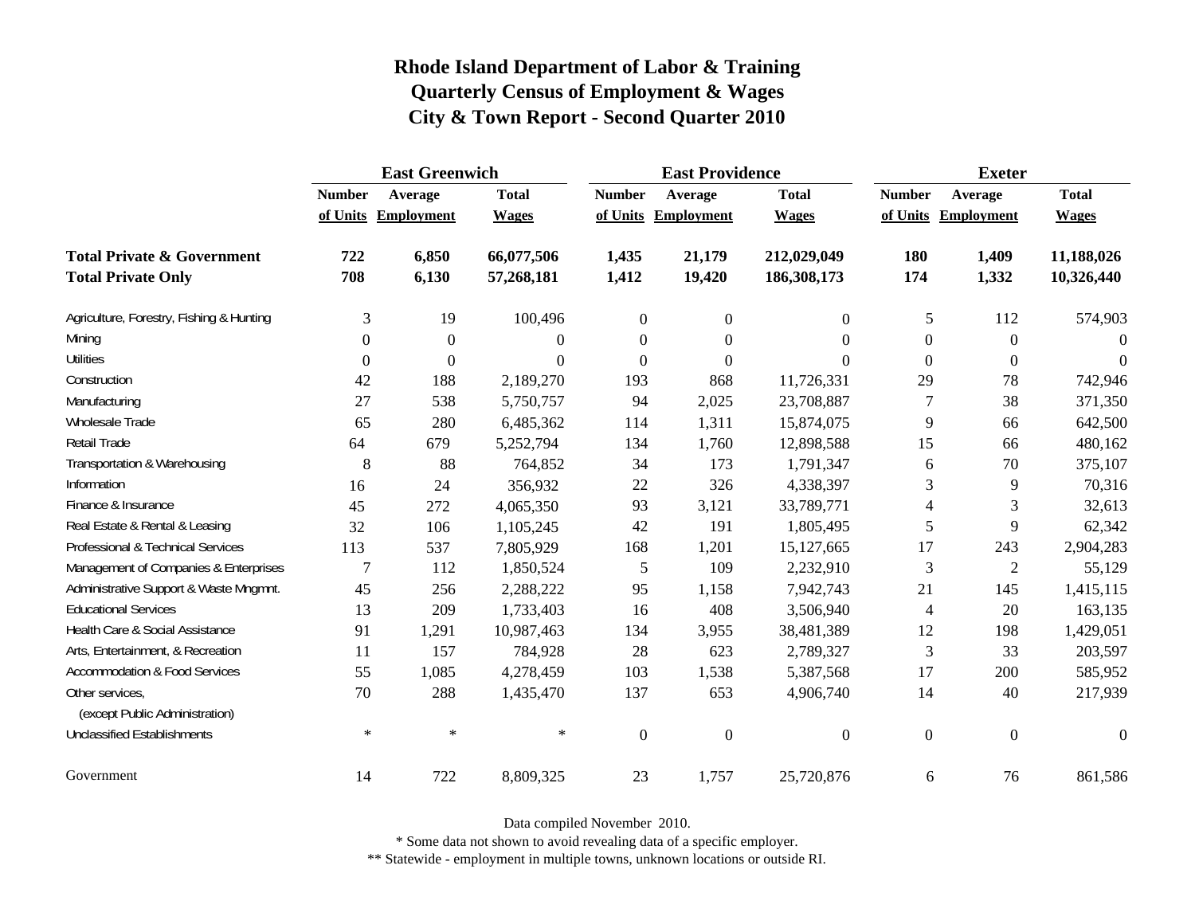# Rhode Island Department of Labor & Training
## Quarterly Census of Employment & Wages
## City & Town Report - Second Quarter 2010

| | East Greenwich | | | East Providence | | | Exeter | | |
|---|---|---|---|---|---|---|---|---|---|
| | Number of Units | Average Employment | Total Wages | Number of Units | Average Employment | Total Wages | Number of Units | Average Employment | Total Wages |
| **Total Private & Government** | **722** | **6,850** | **66,077,506** | **1,435** | **21,179** | **212,029,049** | **180** | **1,409** | **11,188,026** |
| **Total Private Only** | **708** | **6,130** | **57,268,181** | **1,412** | **19,420** | **186,308,173** | **174** | **1,332** | **10,326,440** |
| Agriculture, Forestry, Fishing & Hunting | 3 | 19 | 100,496 | 0 | 0 | 0 | 5 | 112 | 574,903 |
| Mining | 0 | 0 | 0 | 0 | 0 | 0 | 0 | 0 | 0 |
| Utilities | 0 | 0 | 0 | 0 | 0 | 0 | 0 | 0 | 0 |
| Construction | 42 | 188 | 2,189,270 | 193 | 868 | 11,726,331 | 29 | 78 | 742,946 |
| Manufacturing | 27 | 538 | 5,750,757 | 94 | 2,025 | 23,708,887 | 7 | 38 | 371,350 |
| Wholesale Trade | 65 | 280 | 6,485,362 | 114 | 1,311 | 15,874,075 | 9 | 66 | 642,500 |
| Retail Trade | 64 | 679 | 5,252,794 | 134 | 1,760 | 12,898,588 | 15 | 66 | 480,162 |
| Transportation & Warehousing | 8 | 88 | 764,852 | 34 | 173 | 1,791,347 | 6 | 70 | 375,107 |
| Information | 16 | 24 | 356,932 | 22 | 326 | 4,338,397 | 3 | 9 | 70,316 |
| Finance & Insurance | 45 | 272 | 4,065,350 | 93 | 3,121 | 33,789,771 | 4 | 3 | 32,613 |
| Real Estate & Rental & Leasing | 32 | 106 | 1,105,245 | 42 | 191 | 1,805,495 | 5 | 9 | 62,342 |
| Professional & Technical Services | 113 | 537 | 7,805,929 | 168 | 1,201 | 15,127,665 | 17 | 243 | 2,904,283 |
| Management of Companies & Enterprises | 7 | 112 | 1,850,524 | 5 | 109 | 2,232,910 | 3 | 2 | 55,129 |
| Administrative Support & Waste Mngmnt. | 45 | 256 | 2,288,222 | 95 | 1,158 | 7,942,743 | 21 | 145 | 1,415,115 |
| Educational Services | 13 | 209 | 1,733,403 | 16 | 408 | 3,506,940 | 4 | 20 | 163,135 |
| Health Care & Social Assistance | 91 | 1,291 | 10,987,463 | 134 | 3,955 | 38,481,389 | 12 | 198 | 1,429,051 |
| Arts, Entertainment, & Recreation | 11 | 157 | 784,928 | 28 | 623 | 2,789,327 | 3 | 33 | 203,597 |
| Accommodation & Food Services | 55 | 1,085 | 4,278,459 | 103 | 1,538 | 5,387,568 | 17 | 200 | 585,952 |
| Other services, (except Public Administration) | 70 | 288 | 1,435,470 | 137 | 653 | 4,906,740 | 14 | 40 | 217,939 |
| Unclassified Establishments | * | * | * | 0 | 0 | 0 | 0 | 0 | 0 |
| Government | 14 | 722 | 8,809,325 | 23 | 1,757 | 25,720,876 | 6 | 76 | 861,586 |

Data compiled November 2010.

* Some data not shown to avoid revealing data of a specific employer.

** Statewide - employment in multiple towns, unknown locations or outside RI.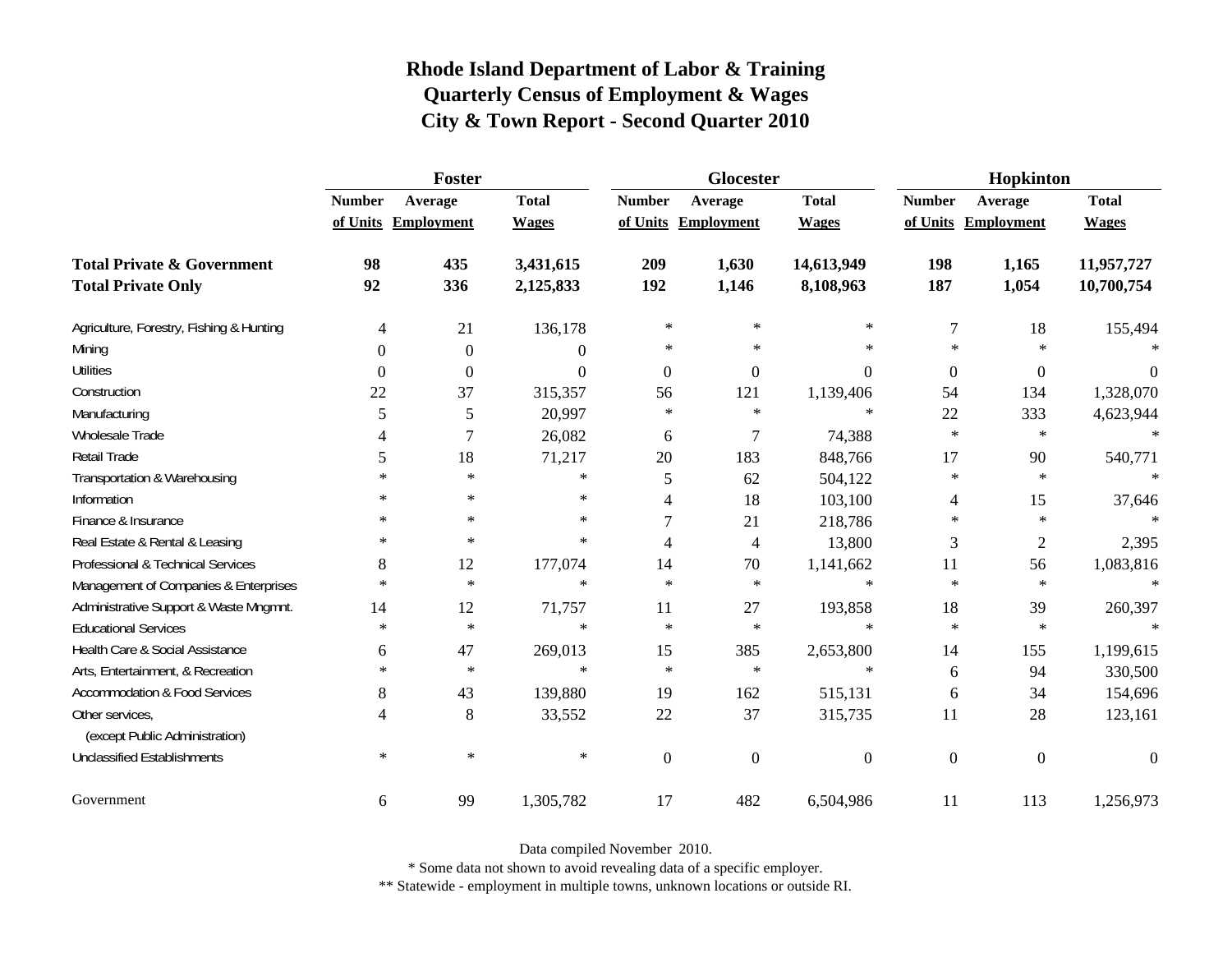# Rhode Island Department of Labor & Training
## Quarterly Census of Employment & Wages
## City & Town Report - Second Quarter 2010

| | Foster | | | Glocester | | | Hopkinton | | |
|---|---|---|---|---|---|---|---|---|---|
| | Number of Units | Average Employment | Total Wages | Number of Units | Average Employment | Total Wages | Number of Units | Average Employment | Total Wages |
| **Total Private & Government** | **98** | **435** | **3,431,615** | **209** | **1,630** | **14,613,949** | **198** | **1,165** | **11,957,727** |
| **Total Private Only** | **92** | **336** | **2,125,833** | **192** | **1,146** | **8,108,963** | **187** | **1,054** | **10,700,754** |
| Agriculture, Forestry, Fishing & Hunting | 4 | 21 | 136,178 | * | * | * | 7 | 18 | 155,494 |
| Mining | 0 | 0 | 0 | * | * | * | * | * | * |
| Utilities | 0 | 0 | 0 | 0 | 0 | 0 | 0 | 0 | 0 |
| Construction | 22 | 37 | 315,357 | 56 | 121 | 1,139,406 | 54 | 134 | 1,328,070 |
| Manufacturing | 5 | 5 | 20,997 | * | * | * | 22 | 333 | 4,623,944 |
| Wholesale Trade | 4 | 7 | 26,082 | 6 | 7 | 74,388 | * | * | * |
| Retail Trade | 5 | 18 | 71,217 | 20 | 183 | 848,766 | 17 | 90 | 540,771 |
| Transportation & Warehousing | * | * | * | 5 | 62 | 504,122 | * | * | * |
| Information | * | * | * | 4 | 18 | 103,100 | 4 | 15 | 37,646 |
| Finance & Insurance | * | * | * | 7 | 21 | 218,786 | * | * | * |
| Real Estate & Rental & Leasing | * | * | * | 4 | 4 | 13,800 | 3 | 2 | 2,395 |
| Professional & Technical Services | 8 | 12 | 177,074 | 14 | 70 | 1,141,662 | 11 | 56 | 1,083,816 |
| Management of Companies & Enterprises | * | * | * | * | * | * | * | * | * |
| Administrative Support & Waste Mngmnt. | 14 | 12 | 71,757 | 11 | 27 | 193,858 | 18 | 39 | 260,397 |
| Educational Services | * | * | * | * | * | * | * | * | * |
| Health Care & Social Assistance | 6 | 47 | 269,013 | 15 | 385 | 2,653,800 | 14 | 155 | 1,199,615 |
| Arts, Entertainment, & Recreation | * | * | * | * | * | * | 6 | 94 | 330,500 |
| Accommodation & Food Services | 8 | 43 | 139,880 | 19 | 162 | 515,131 | 6 | 34 | 154,696 |
| Other services, (except Public Administration) | 4 | 8 | 33,552 | 22 | 37 | 315,735 | 11 | 28 | 123,161 |
| Unclassified Establishments | * | * | * | 0 | 0 | 0 | 0 | 0 | 0 |
| Government | 6 | 99 | 1,305,782 | 17 | 482 | 6,504,986 | 11 | 113 | 1,256,973 |

Data compiled November 2010.

* Some data not shown to avoid revealing data of a specific employer.

** Statewide - employment in multiple towns, unknown locations or outside RI.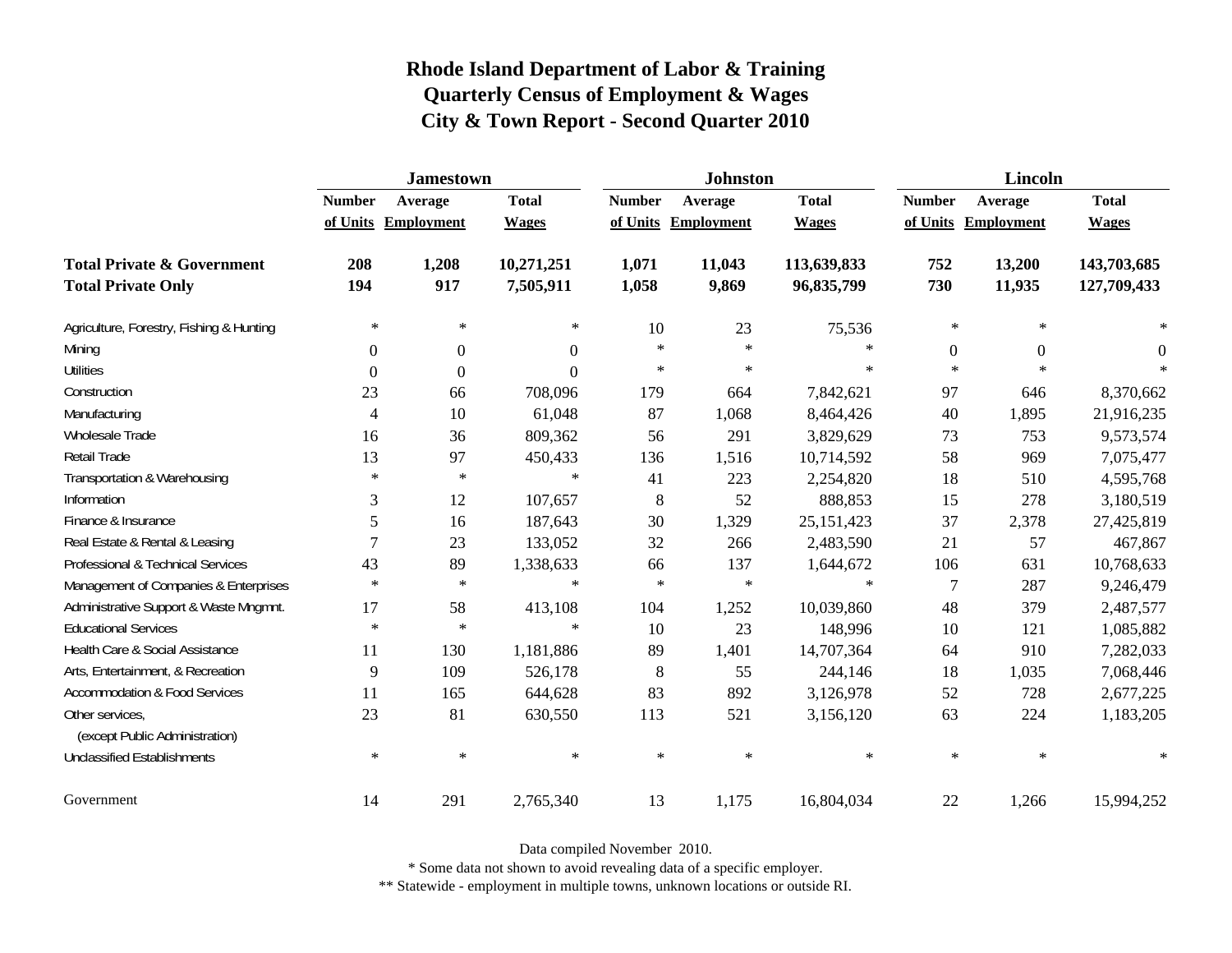# Rhode Island Department of Labor & Training
## Quarterly Census of Employment & Wages
### City & Town Report - Second Quarter 2010

| | Jamestown | | | Johnston | | | Lincoln | | |
|---|---|---|---|---|---|---|---|---|---|
| | Number of Units | Average Employment | Total Wages | Number of Units | Average Employment | Total Wages | Number of Units | Average Employment | Total Wages |
| **Total Private & Government** | **208** | **1,208** | **10,271,251** | **1,071** | **11,043** | **113,639,833** | **752** | **13,200** | **143,703,685** |
| **Total Private Only** | **194** | **917** | **7,505,911** | **1,058** | **9,869** | **96,835,799** | **730** | **11,935** | **127,709,433** |
| Agriculture, Forestry, Fishing & Hunting | * | * | * | 10 | 23 | 75,536 | * | * | * |
| Mining | 0 | 0 | 0 | * | * | * | 0 | 0 | 0 |
| Utilities | 0 | 0 | 0 | * | * | * | * | * | * |
| Construction | 23 | 66 | 708,096 | 179 | 664 | 7,842,621 | 97 | 646 | 8,370,662 |
| Manufacturing | 4 | 10 | 61,048 | 87 | 1,068 | 8,464,426 | 40 | 1,895 | 21,916,235 |
| Wholesale Trade | 16 | 36 | 809,362 | 56 | 291 | 3,829,629 | 73 | 753 | 9,573,574 |
| Retail Trade | 13 | 97 | 450,433 | 136 | 1,516 | 10,714,592 | 58 | 969 | 7,075,477 |
| Transportation & Warehousing | * | * | * | 41 | 223 | 2,254,820 | 18 | 510 | 4,595,768 |
| Information | 3 | 12 | 107,657 | 8 | 52 | 888,853 | 15 | 278 | 3,180,519 |
| Finance & Insurance | 5 | 16 | 187,643 | 30 | 1,329 | 25,151,423 | 37 | 2,378 | 27,425,819 |
| Real Estate & Rental & Leasing | 7 | 23 | 133,052 | 32 | 266 | 2,483,590 | 21 | 57 | 467,867 |
| Professional & Technical Services | 43 | 89 | 1,338,633 | 66 | 137 | 1,644,672 | 106 | 631 | 10,768,633 |
| Management of Companies & Enterprises | * | * | * | * | * | * | 7 | 287 | 9,246,479 |
| Administrative Support & Waste Mngmnt. | 17 | 58 | 413,108 | 104 | 1,252 | 10,039,860 | 48 | 379 | 2,487,577 |
| Educational Services | * | * | * | 10 | 23 | 148,996 | 10 | 121 | 1,085,882 |
| Health Care & Social Assistance | 11 | 130 | 1,181,886 | 89 | 1,401 | 14,707,364 | 64 | 910 | 7,282,033 |
| Arts, Entertainment, & Recreation | 9 | 109 | 526,178 | 8 | 55 | 244,146 | 18 | 1,035 | 7,068,446 |
| Accommodation & Food Services | 11 | 165 | 644,628 | 83 | 892 | 3,126,978 | 52 | 728 | 2,677,225 |
| Other services, (except Public Administration) | 23 | 81 | 630,550 | 113 | 521 | 3,156,120 | 63 | 224 | 1,183,205 |
| Unclassified Establishments | * | * | * | * | * | * | * | * | * |
| Government | 14 | 291 | 2,765,340 | 13 | 1,175 | 16,804,034 | 22 | 1,266 | 15,994,252 |

Data compiled November 2010.

* Some data not shown to avoid revealing data of a specific employer.

** Statewide - employment in multiple towns, unknown locations or outside RI.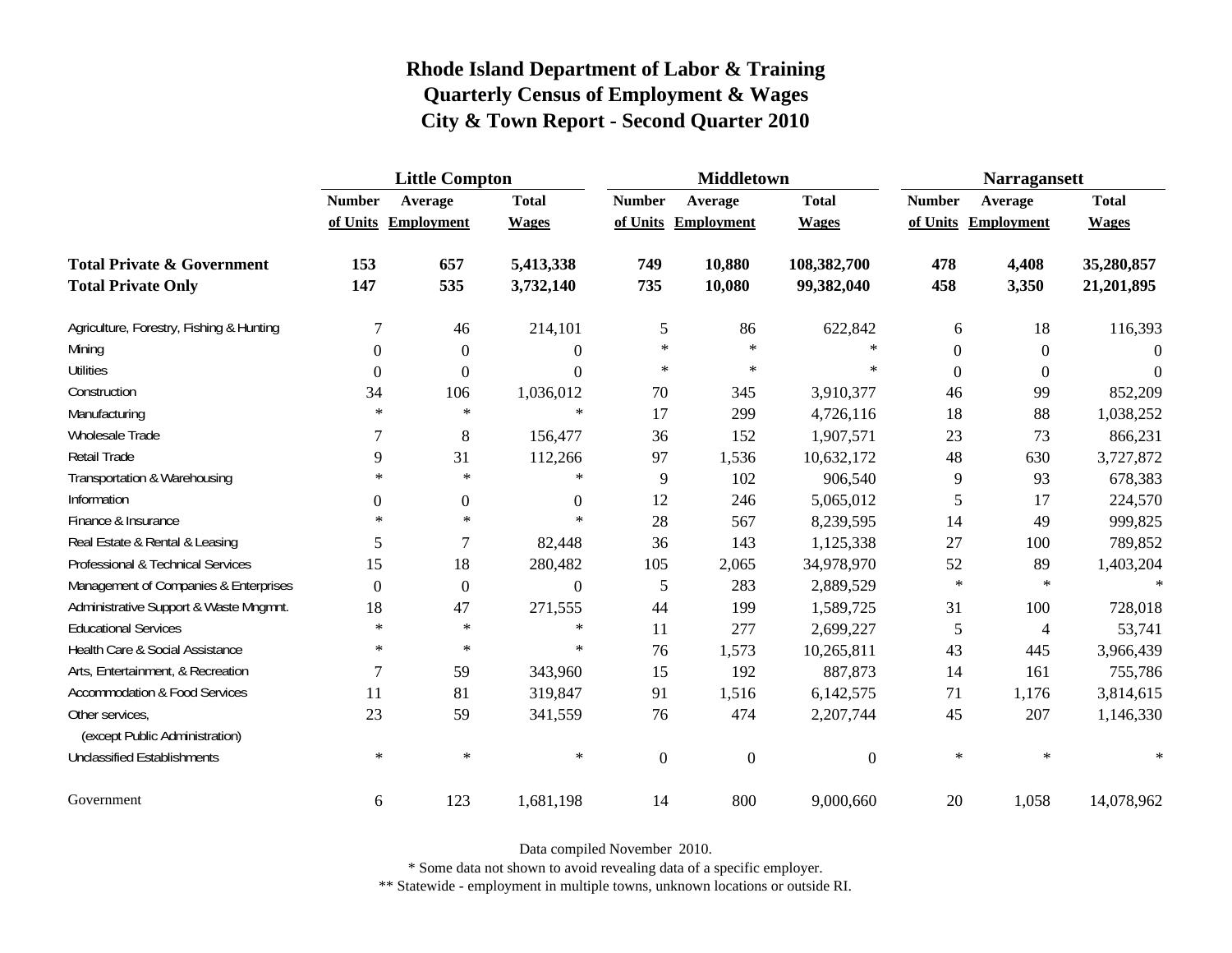# Rhode Island Department of Labor & Training
## Quarterly Census of Employment & Wages
## City & Town Report - Second Quarter 2010

| | Little Compton | | | Middletown | | | Narragansett | | |
|---|---|---|---|---|---|---|---|---|---|
| | Number of Units | Average Employment | Total Wages | Number of Units | Average Employment | Total Wages | Number of Units | Average Employment | Total Wages |
| **Total Private & Government** | **153** | **657** | **5,413,338** | **749** | **10,880** | **108,382,700** | **478** | **4,408** | **35,280,857** |
| **Total Private Only** | **147** | **535** | **3,732,140** | **735** | **10,080** | **99,382,040** | **458** | **3,350** | **21,201,895** |
| Agriculture, Forestry, Fishing & Hunting | 7 | 46 | 214,101 | 5 | 86 | 622,842 | 6 | 18 | 116,393 |
| Mining | 0 | 0 | 0 | * | * | * | 0 | 0 | 0 |
| Utilities | 0 | 0 | 0 | * | * | * | 0 | 0 | 0 |
| Construction | 34 | 106 | 1,036,012 | 70 | 345 | 3,910,377 | 46 | 99 | 852,209 |
| Manufacturing | * | * | * | 17 | 299 | 4,726,116 | 18 | 88 | 1,038,252 |
| Wholesale Trade | 7 | 8 | 156,477 | 36 | 152 | 1,907,571 | 23 | 73 | 866,231 |
| Retail Trade | 9 | 31 | 112,266 | 97 | 1,536 | 10,632,172 | 48 | 630 | 3,727,872 |
| Transportation & Warehousing | * | * | * | 9 | 102 | 906,540 | 9 | 93 | 678,383 |
| Information | 0 | 0 | 0 | 12 | 246 | 5,065,012 | 5 | 17 | 224,570 |
| Finance & Insurance | * | * | * | 28 | 567 | 8,239,595 | 14 | 49 | 999,825 |
| Real Estate & Rental & Leasing | 5 | 7 | 82,448 | 36 | 143 | 1,125,338 | 27 | 100 | 789,852 |
| Professional & Technical Services | 15 | 18 | 280,482 | 105 | 2,065 | 34,978,970 | 52 | 89 | 1,403,204 |
| Management of Companies & Enterprises | 0 | 0 | 0 | 5 | 283 | 2,889,529 | * | * | * |
| Administrative Support & Waste Mngmnt. | 18 | 47 | 271,555 | 44 | 199 | 1,589,725 | 31 | 100 | 728,018 |
| Educational Services | * | * | * | 11 | 277 | 2,699,227 | 5 | 4 | 53,741 |
| Health Care & Social Assistance | * | * | * | 76 | 1,573 | 10,265,811 | 43 | 445 | 3,966,439 |
| Arts, Entertainment, & Recreation | 7 | 59 | 343,960 | 15 | 192 | 887,873 | 14 | 161 | 755,786 |
| Accommodation & Food Services | 11 | 81 | 319,847 | 91 | 1,516 | 6,142,575 | 71 | 1,176 | 3,814,615 |
| Other services, (except Public Administration) | 23 | 59 | 341,559 | 76 | 474 | 2,207,744 | 45 | 207 | 1,146,330 |
| Unclassified Establishments | * | * | * | 0 | 0 | 0 | * | * | * |
| Government | 6 | 123 | 1,681,198 | 14 | 800 | 9,000,660 | 20 | 1,058 | 14,078,962 |

Data compiled November 2010.

* Some data not shown to avoid revealing data of a specific employer.

** Statewide - employment in multiple towns, unknown locations or outside RI.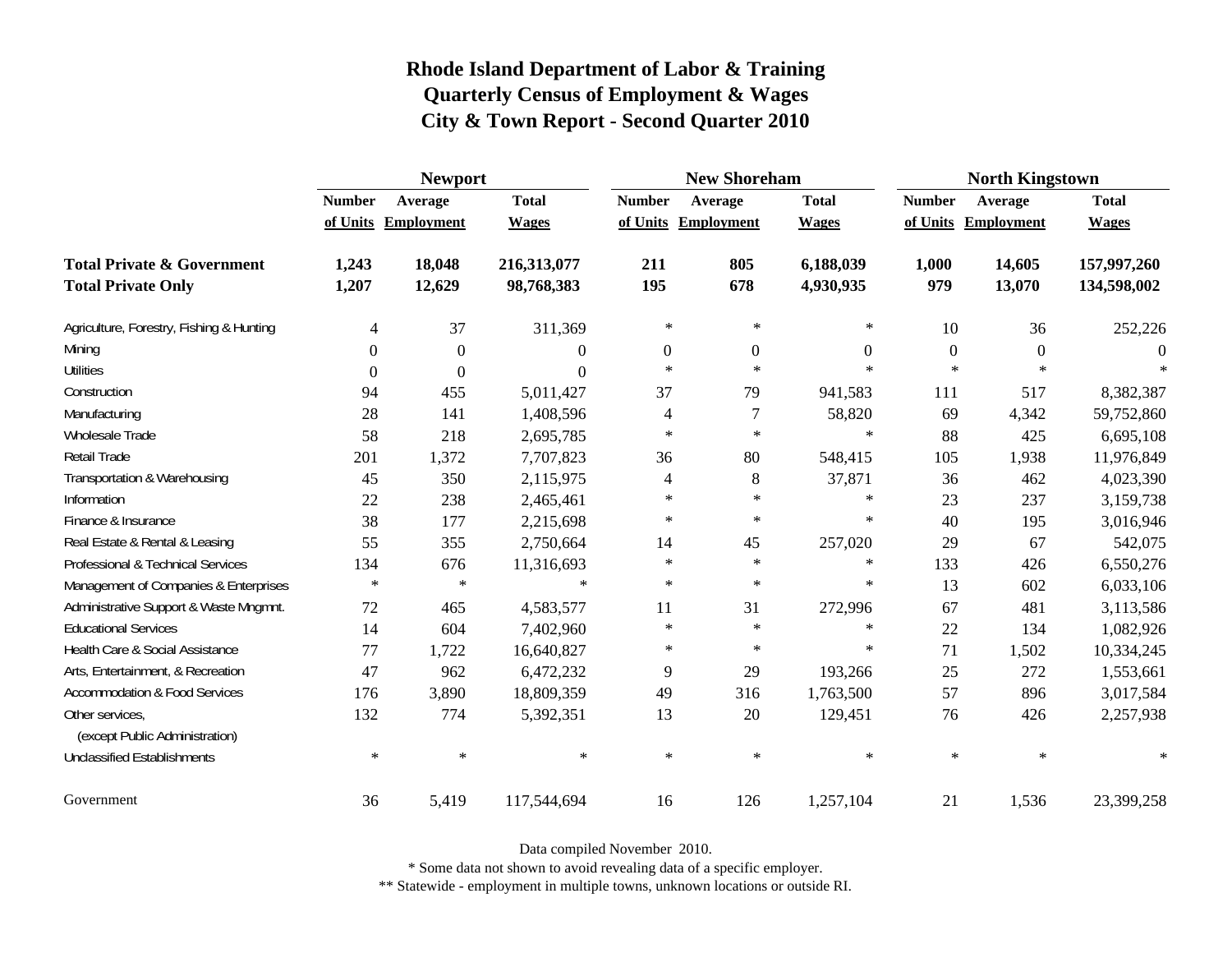# Rhode Island Department of Labor & Training
## Quarterly Census of Employment & Wages
## City & Town Report - Second Quarter 2010

| | Newport | | | New Shoreham | | | North Kingstown | | |
|---|---|---|---|---|---|---|---|---|---|
| | Number of Units | Average Employment | Total Wages | Number of Units | Average Employment | Total Wages | Number of Units | Average Employment | Total Wages |
| **Total Private & Government** | **1,243** | **18,048** | **216,313,077** | **211** | **805** | **6,188,039** | **1,000** | **14,605** | **157,997,260** |
| **Total Private Only** | **1,207** | **12,629** | **98,768,383** | **195** | **678** | **4,930,935** | **979** | **13,070** | **134,598,002** |
| Agriculture, Forestry, Fishing & Hunting | 4 | 37 | 311,369 | * | * | * | 10 | 36 | 252,226 |
| Mining | 0 | 0 | 0 | 0 | 0 | 0 | 0 | 0 | 0 |
| Utilities | 0 | 0 | 0 | * | * | * | * | * | * |
| Construction | 94 | 455 | 5,011,427 | 37 | 79 | 941,583 | 111 | 517 | 8,382,387 |
| Manufacturing | 28 | 141 | 1,408,596 | 4 | 7 | 58,820 | 69 | 4,342 | 59,752,860 |
| Wholesale Trade | 58 | 218 | 2,695,785 | * | * | * | 88 | 425 | 6,695,108 |
| Retail Trade | 201 | 1,372 | 7,707,823 | 36 | 80 | 548,415 | 105 | 1,938 | 11,976,849 |
| Transportation & Warehousing | 45 | 350 | 2,115,975 | 4 | 8 | 37,871 | 36 | 462 | 4,023,390 |
| Information | 22 | 238 | 2,465,461 | * | * | * | 23 | 237 | 3,159,738 |
| Finance & Insurance | 38 | 177 | 2,215,698 | * | * | * | 40 | 195 | 3,016,946 |
| Real Estate & Rental & Leasing | 55 | 355 | 2,750,664 | 14 | 45 | 257,020 | 29 | 67 | 542,075 |
| Professional & Technical Services | 134 | 676 | 11,316,693 | * | * | * | 133 | 426 | 6,550,276 |
| Management of Companies & Enterprises | * | * | * | * | * | * | 13 | 602 | 6,033,106 |
| Administrative Support & Waste Mngmnt. | 72 | 465 | 4,583,577 | 11 | 31 | 272,996 | 67 | 481 | 3,113,586 |
| Educational Services | 14 | 604 | 7,402,960 | * | * | * | 22 | 134 | 1,082,926 |
| Health Care & Social Assistance | 77 | 1,722 | 16,640,827 | * | * | * | 71 | 1,502 | 10,334,245 |
| Arts, Entertainment, & Recreation | 47 | 962 | 6,472,232 | 9 | 29 | 193,266 | 25 | 272 | 1,553,661 |
| Accommodation & Food Services | 176 | 3,890 | 18,809,359 | 49 | 316 | 1,763,500 | 57 | 896 | 3,017,584 |
| Other services, (except Public Administration) | 132 | 774 | 5,392,351 | 13 | 20 | 129,451 | 76 | 426 | 2,257,938 |
| Unclassified Establishments | * | * | * | * | * | * | * | * | * |
| Government | 36 | 5,419 | 117,544,694 | 16 | 126 | 1,257,104 | 21 | 1,536 | 23,399,258 |

Data compiled November 2010.

* Some data not shown to avoid revealing data of a specific employer.

** Statewide - employment in multiple towns, unknown locations or outside RI.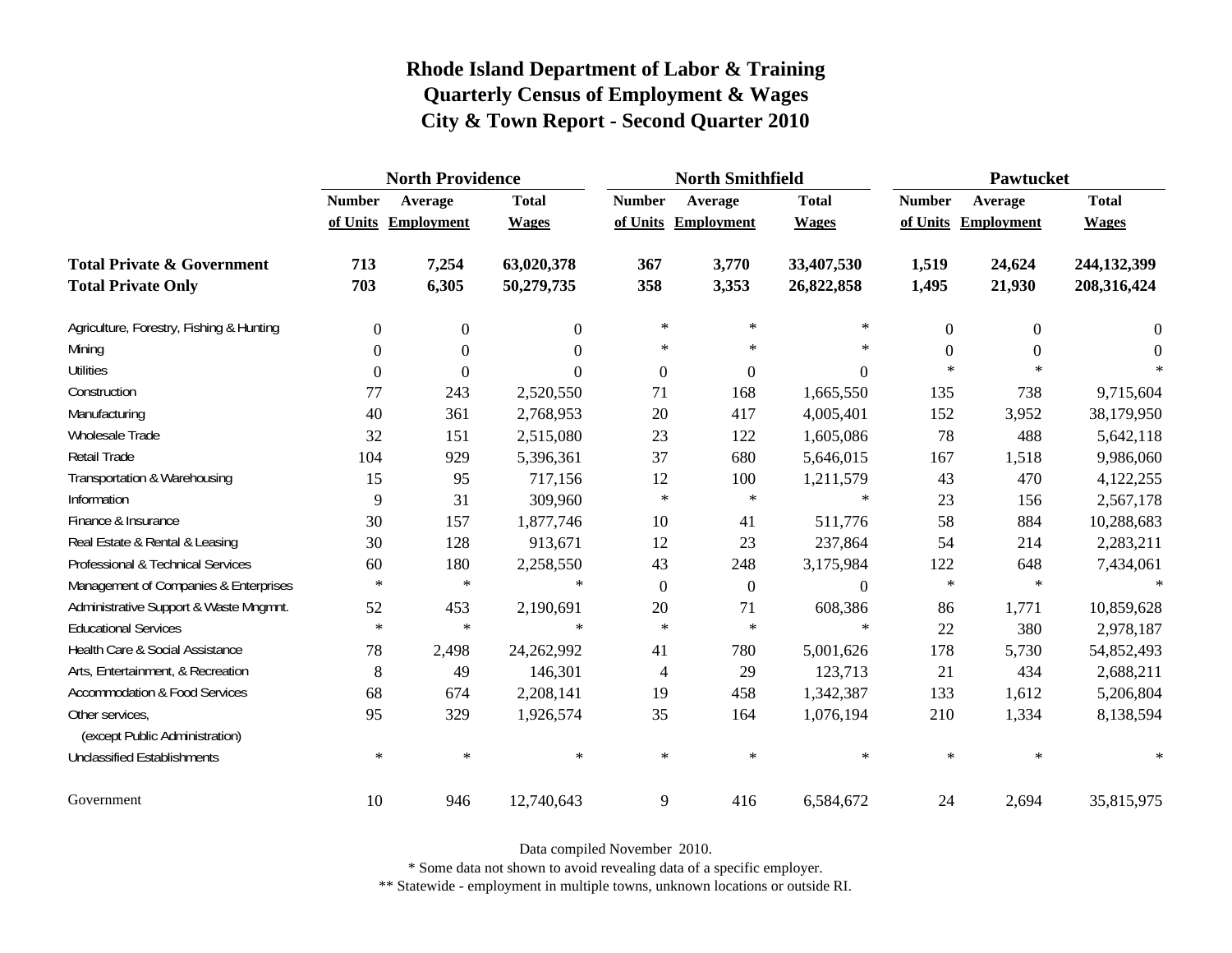# Rhode Island Department of Labor & Training
## Quarterly Census of Employment & Wages
## City & Town Report - Second Quarter 2010

| | North Providence | | | North Smithfield | | | Pawtucket | | |
|---|---|---|---|---|---|---|---|---|---|
| | Number of Units | Average Employment | Total Wages | Number of Units | Average Employment | Total Wages | Number of Units | Average Employment | Total Wages |
| **Total Private & Government** | **713** | **7,254** | **63,020,378** | **367** | **3,770** | **33,407,530** | **1,519** | **24,624** | **244,132,399** |
| **Total Private Only** | **703** | **6,305** | **50,279,735** | **358** | **3,353** | **26,822,858** | **1,495** | **21,930** | **208,316,424** |
| Agriculture, Forestry, Fishing & Hunting | 0 | 0 | 0 | * | * | * | 0 | 0 | 0 |
| Mining | 0 | 0 | 0 | * | * | * | 0 | 0 | 0 |
| Utilities | 0 | 0 | 0 | 0 | 0 | 0 | * | * | * |
| Construction | 77 | 243 | 2,520,550 | 71 | 168 | 1,665,550 | 135 | 738 | 9,715,604 |
| Manufacturing | 40 | 361 | 2,768,953 | 20 | 417 | 4,005,401 | 152 | 3,952 | 38,179,950 |
| Wholesale Trade | 32 | 151 | 2,515,080 | 23 | 122 | 1,605,086 | 78 | 488 | 5,642,118 |
| Retail Trade | 104 | 929 | 5,396,361 | 37 | 680 | 5,646,015 | 167 | 1,518 | 9,986,060 |
| Transportation & Warehousing | 15 | 95 | 717,156 | 12 | 100 | 1,211,579 | 43 | 470 | 4,122,255 |
| Information | 9 | 31 | 309,960 | * | * | * | 23 | 156 | 2,567,178 |
| Finance & Insurance | 30 | 157 | 1,877,746 | 10 | 41 | 511,776 | 58 | 884 | 10,288,683 |
| Real Estate & Rental & Leasing | 30 | 128 | 913,671 | 12 | 23 | 237,864 | 54 | 214 | 2,283,211 |
| Professional & Technical Services | 60 | 180 | 2,258,550 | 43 | 248 | 3,175,984 | 122 | 648 | 7,434,061 |
| Management of Companies & Enterprises | * | * | * | 0 | 0 | 0 | * | * | * |
| Administrative Support & Waste Mngmnt. | 52 | 453 | 2,190,691 | 20 | 71 | 608,386 | 86 | 1,771 | 10,859,628 |
| Educational Services | * | * | * | * | * | * | 22 | 380 | 2,978,187 |
| Health Care & Social Assistance | 78 | 2,498 | 24,262,992 | 41 | 780 | 5,001,626 | 178 | 5,730 | 54,852,493 |
| Arts, Entertainment, & Recreation | 8 | 49 | 146,301 | 4 | 29 | 123,713 | 21 | 434 | 2,688,211 |
| Accommodation & Food Services | 68 | 674 | 2,208,141 | 19 | 458 | 1,342,387 | 133 | 1,612 | 5,206,804 |
| Other services, (except Public Administration) | 95 | 329 | 1,926,574 | 35 | 164 | 1,076,194 | 210 | 1,334 | 8,138,594 |
| Unclassified Establishments | * | * | * | * | * | * | * | * | * |
| Government | 10 | 946 | 12,740,643 | 9 | 416 | 6,584,672 | 24 | 2,694 | 35,815,975 |

Data compiled November 2010.

* Some data not shown to avoid revealing data of a specific employer.

** Statewide - employment in multiple towns, unknown locations or outside RI.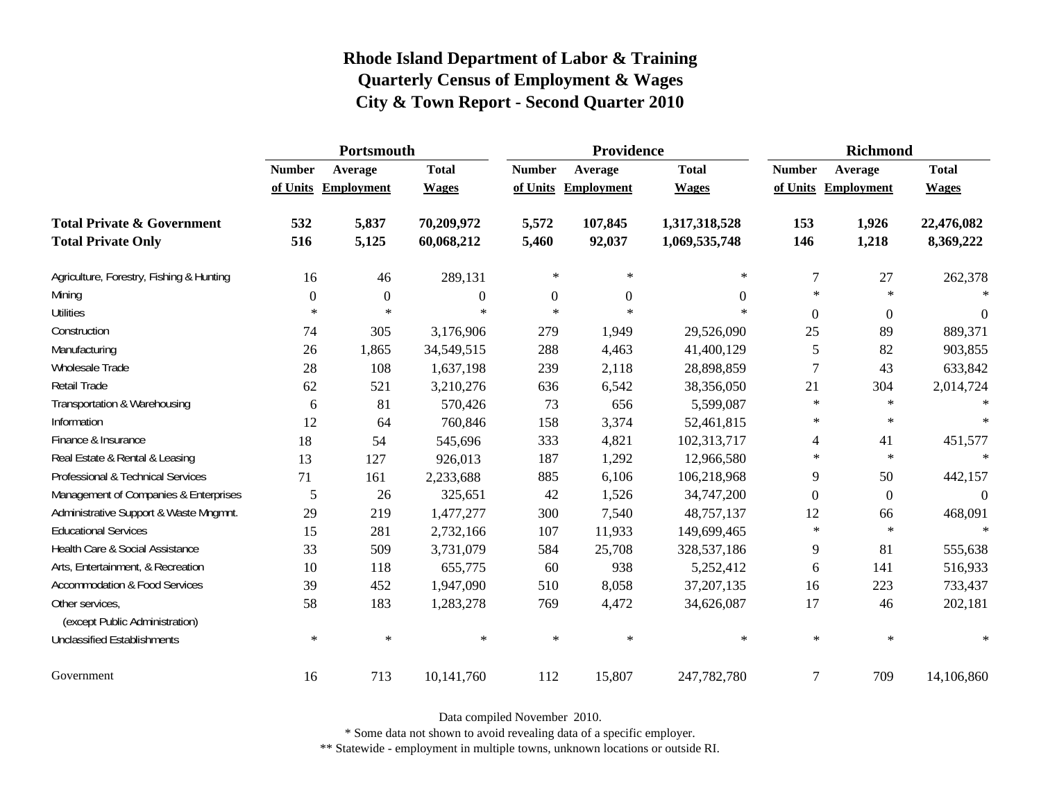# Rhode Island Department of Labor & Training
## Quarterly Census of Employment & Wages
## City & Town Report - Second Quarter 2010

| | Portsmouth | | | Providence | | | Richmond | | |
|---|---|---|---|---|---|---|---|---|---|
| | Number of Units | Average Employment | Total Wages | Number of Units | Average Employment | Total Wages | Number of Units | Average Employment | Total Wages |
| **Total Private & Government** | **532** | **5,837** | **70,209,972** | **5,572** | **107,845** | **1,317,318,528** | **153** | **1,926** | **22,476,082** |
| **Total Private Only** | **516** | **5,125** | **60,068,212** | **5,460** | **92,037** | **1,069,535,748** | **146** | **1,218** | **8,369,222** |
| Agriculture, Forestry, Fishing & Hunting | 16 | 46 | 289,131 | * | * | * | 7 | 27 | 262,378 |
| Mining | 0 | 0 | 0 | 0 | 0 | 0 | * | * | * |
| Utilities | * | * | * | * | * | * | 0 | 0 | 0 |
| Construction | 74 | 305 | 3,176,906 | 279 | 1,949 | 29,526,090 | 25 | 89 | 889,371 |
| Manufacturing | 26 | 1,865 | 34,549,515 | 288 | 4,463 | 41,400,129 | 5 | 82 | 903,855 |
| Wholesale Trade | 28 | 108 | 1,637,198 | 239 | 2,118 | 28,898,859 | 7 | 43 | 633,842 |
| Retail Trade | 62 | 521 | 3,210,276 | 636 | 6,542 | 38,356,050 | 21 | 304 | 2,014,724 |
| Transportation & Warehousing | 6 | 81 | 570,426 | 73 | 656 | 5,599,087 | * | * | * |
| Information | 12 | 64 | 760,846 | 158 | 3,374 | 52,461,815 | * | * | * |
| Finance & Insurance | 18 | 54 | 545,696 | 333 | 4,821 | 102,313,717 | 4 | 41 | 451,577 |
| Real Estate & Rental & Leasing | 13 | 127 | 926,013 | 187 | 1,292 | 12,966,580 | * | * | * |
| Professional & Technical Services | 71 | 161 | 2,233,688 | 885 | 6,106 | 106,218,968 | 9 | 50 | 442,157 |
| Management of Companies & Enterprises | 5 | 26 | 325,651 | 42 | 1,526 | 34,747,200 | 0 | 0 | 0 |
| Administrative Support & Waste Mngmnt. | 29 | 219 | 1,477,277 | 300 | 7,540 | 48,757,137 | 12 | 66 | 468,091 |
| Educational Services | 15 | 281 | 2,732,166 | 107 | 11,933 | 149,699,465 | * | * | * |
| Health Care & Social Assistance | 33 | 509 | 3,731,079 | 584 | 25,708 | 328,537,186 | 9 | 81 | 555,638 |
| Arts, Entertainment, & Recreation | 10 | 118 | 655,775 | 60 | 938 | 5,252,412 | 6 | 141 | 516,933 |
| Accommodation & Food Services | 39 | 452 | 1,947,090 | 510 | 8,058 | 37,207,135 | 16 | 223 | 733,437 |
| Other services, (except Public Administration) | 58 | 183 | 1,283,278 | 769 | 4,472 | 34,626,087 | 17 | 46 | 202,181 |
| Unclassified Establishments | * | * | * | * | * | * | * | * | * |
| Government | 16 | 713 | 10,141,760 | 112 | 15,807 | 247,782,780 | 7 | 709 | 14,106,860 |

Data compiled November 2010.

* Some data not shown to avoid revealing data of a specific employer.

** Statewide - employment in multiple towns, unknown locations or outside RI.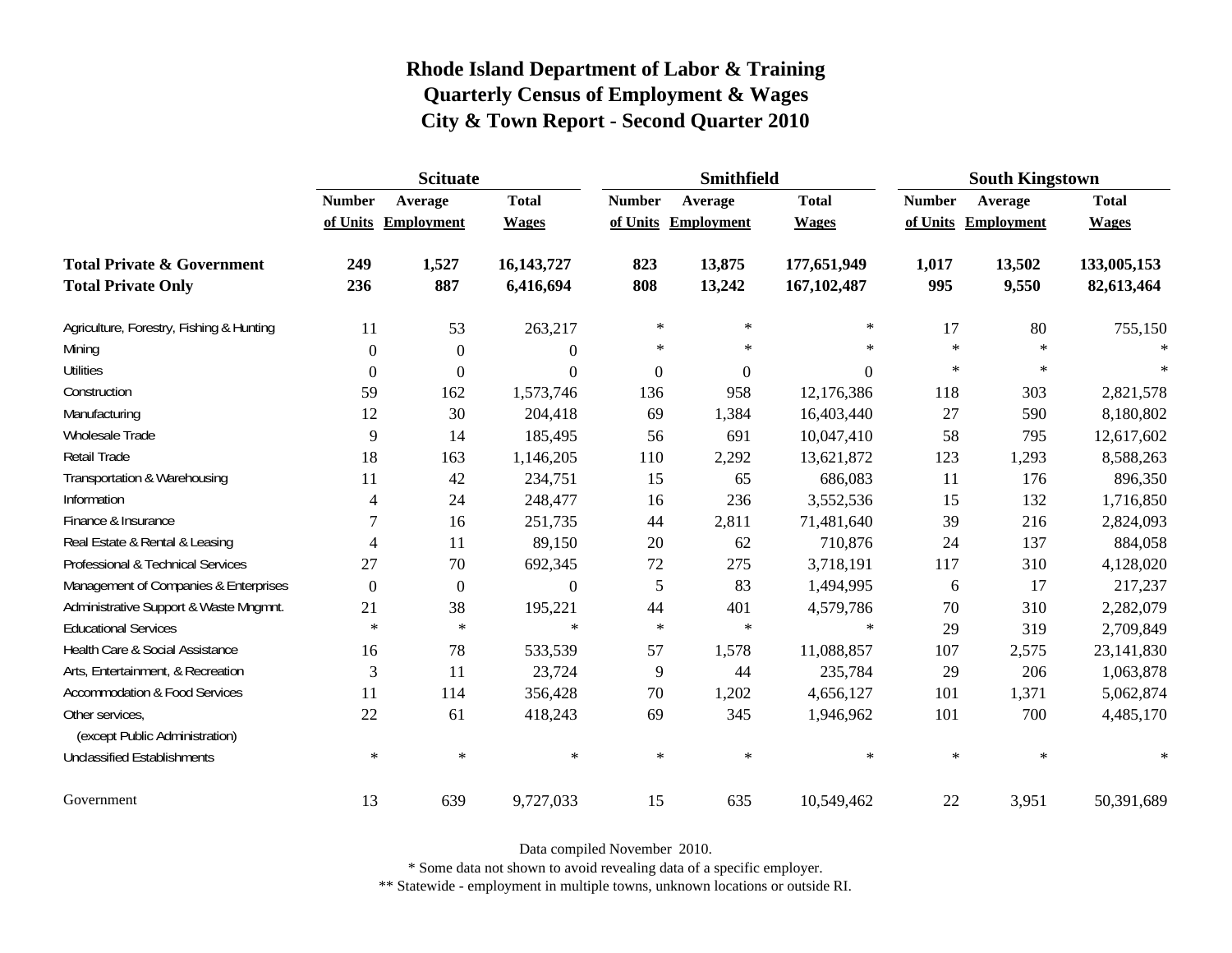# Rhode Island Department of Labor & Training
## Quarterly Census of Employment & Wages
## City & Town Report - Second Quarter 2010

| | Scituate | | | Smithfield | | | South Kingstown | | |
|---|---|---|---|---|---|---|---|---|---|
| | Number of Units | Average Employment | Total Wages | Number of Units | Average Employment | Total Wages | Number of Units | Average Employment | Total Wages |
| **Total Private & Government** | **249** | **1,527** | **16,143,727** | **823** | **13,875** | **177,651,949** | **1,017** | **13,502** | **133,005,153** |
| **Total Private Only** | **236** | **887** | **6,416,694** | **808** | **13,242** | **167,102,487** | **995** | **9,550** | **82,613,464** |
| Agriculture, Forestry, Fishing & Hunting | 11 | 53 | 263,217 | * | * | * | 17 | 80 | 755,150 |
| Mining | 0 | 0 | 0 | * | * | * | * | * | * |
| Utilities | 0 | 0 | 0 | 0 | 0 | 0 | * | * | * |
| Construction | 59 | 162 | 1,573,746 | 136 | 958 | 12,176,386 | 118 | 303 | 2,821,578 |
| Manufacturing | 12 | 30 | 204,418 | 69 | 1,384 | 16,403,440 | 27 | 590 | 8,180,802 |
| Wholesale Trade | 9 | 14 | 185,495 | 56 | 691 | 10,047,410 | 58 | 795 | 12,617,602 |
| Retail Trade | 18 | 163 | 1,146,205 | 110 | 2,292 | 13,621,872 | 123 | 1,293 | 8,588,263 |
| Transportation & Warehousing | 11 | 42 | 234,751 | 15 | 65 | 686,083 | 11 | 176 | 896,350 |
| Information | 4 | 24 | 248,477 | 16 | 236 | 3,552,536 | 15 | 132 | 1,716,850 |
| Finance & Insurance | 7 | 16 | 251,735 | 44 | 2,811 | 71,481,640 | 39 | 216 | 2,824,093 |
| Real Estate & Rental & Leasing | 4 | 11 | 89,150 | 20 | 62 | 710,876 | 24 | 137 | 884,058 |
| Professional & Technical Services | 27 | 70 | 692,345 | 72 | 275 | 3,718,191 | 117 | 310 | 4,128,020 |
| Management of Companies & Enterprises | 0 | 0 | 0 | 5 | 83 | 1,494,995 | 6 | 17 | 217,237 |
| Administrative Support & Waste Mngmnt. | 21 | 38 | 195,221 | 44 | 401 | 4,579,786 | 70 | 310 | 2,282,079 |
| Educational Services | * | * | * | * | * | * | 29 | 319 | 2,709,849 |
| Health Care & Social Assistance | 16 | 78 | 533,539 | 57 | 1,578 | 11,088,857 | 107 | 2,575 | 23,141,830 |
| Arts, Entertainment, & Recreation | 3 | 11 | 23,724 | 9 | 44 | 235,784 | 29 | 206 | 1,063,878 |
| Accommodation & Food Services | 11 | 114 | 356,428 | 70 | 1,202 | 4,656,127 | 101 | 1,371 | 5,062,874 |
| Other services, (except Public Administration) | 22 | 61 | 418,243 | 69 | 345 | 1,946,962 | 101 | 700 | 4,485,170 |
| Unclassified Establishments | * | * | * | * | * | * | * | * | * |
| Government | 13 | 639 | 9,727,033 | 15 | 635 | 10,549,462 | 22 | 3,951 | 50,391,689 |

Data compiled November 2010.

* Some data not shown to avoid revealing data of a specific employer.

** Statewide - employment in multiple towns, unknown locations or outside RI.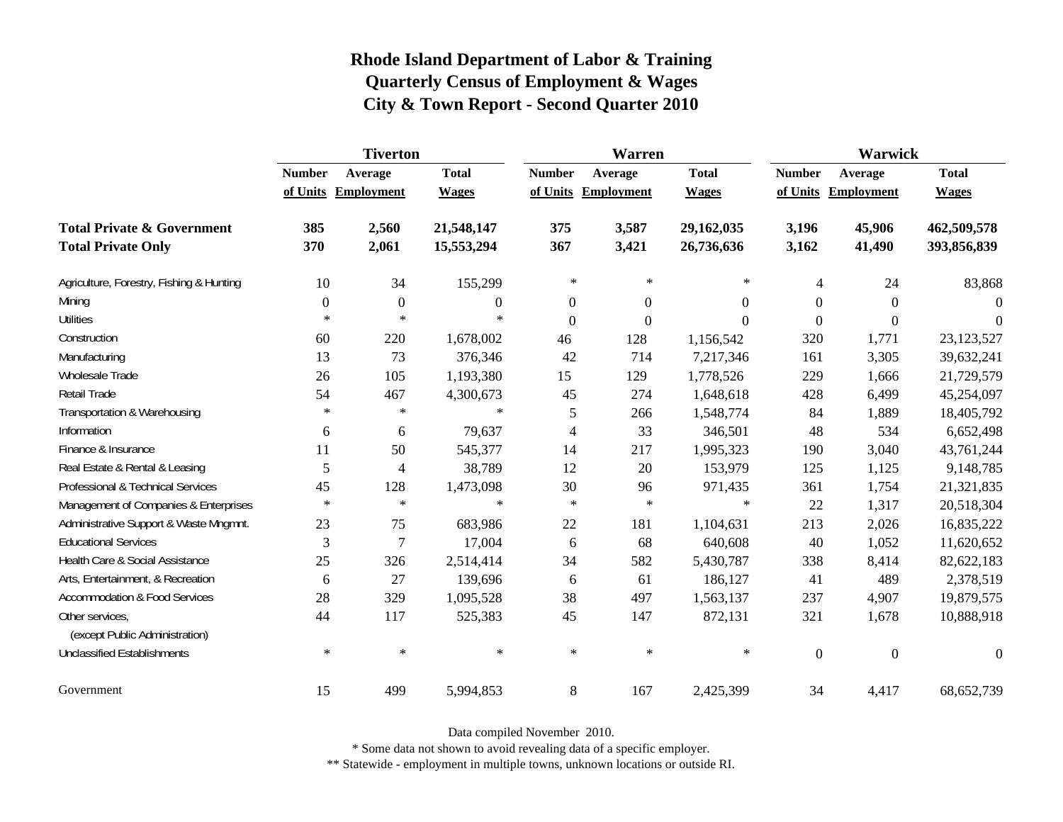# Rhode Island Department of Labor & Training
## Quarterly Census of Employment & Wages
## City & Town Report - Second Quarter 2010

| | Tiverton | | | Warren | | | Warwick | | |
|---|---|---|---|---|---|---|---|---|---|
| | Number of Units | Average Employment | Total Wages | Number of Units | Average Employment | Total Wages | Number of Units | Average Employment | Total Wages |
| **Total Private & Government** | **385** | **2,560** | **21,548,147** | **375** | **3,587** | **29,162,035** | **3,196** | **45,906** | **462,509,578** |
| **Total Private Only** | **370** | **2,061** | **15,553,294** | **367** | **3,421** | **26,736,636** | **3,162** | **41,490** | **393,856,839** |
| Agriculture, Forestry, Fishing & Hunting | 10 | 34 | 155,299 | * | * | * | 4 | 24 | 83,868 |
| Mining | 0 | 0 | 0 | 0 | 0 | 0 | 0 | 0 | 0 |
| Utilities | * | * | * | 0 | 0 | 0 | 0 | 0 | 0 |
| Construction | 60 | 220 | 1,678,002 | 46 | 128 | 1,156,542 | 320 | 1,771 | 23,123,527 |
| Manufacturing | 13 | 73 | 376,346 | 42 | 714 | 7,217,346 | 161 | 3,305 | 39,632,241 |
| Wholesale Trade | 26 | 105 | 1,193,380 | 15 | 129 | 1,778,526 | 229 | 1,666 | 21,729,579 |
| Retail Trade | 54 | 467 | 4,300,673 | 45 | 274 | 1,648,618 | 428 | 6,499 | 45,254,097 |
| Transportation & Warehousing | * | * | * | 5 | 266 | 1,548,774 | 84 | 1,889 | 18,405,792 |
| Information | 6 | 6 | 79,637 | 4 | 33 | 346,501 | 48 | 534 | 6,652,498 |
| Finance & Insurance | 11 | 50 | 545,377 | 14 | 217 | 1,995,323 | 190 | 3,040 | 43,761,244 |
| Real Estate & Rental & Leasing | 5 | 4 | 38,789 | 12 | 20 | 153,979 | 125 | 1,125 | 9,148,785 |
| Professional & Technical Services | 45 | 128 | 1,473,098 | 30 | 96 | 971,435 | 361 | 1,754 | 21,321,835 |
| Management of Companies & Enterprises | * | * | * | * | * | * | 22 | 1,317 | 20,518,304 |
| Administrative Support & Waste Mngmnt. | 23 | 75 | 683,986 | 22 | 181 | 1,104,631 | 213 | 2,026 | 16,835,222 |
| Educational Services | 3 | 7 | 17,004 | 6 | 68 | 640,608 | 40 | 1,052 | 11,620,652 |
| Health Care & Social Assistance | 25 | 326 | 2,514,414 | 34 | 582 | 5,430,787 | 338 | 8,414 | 82,622,183 |
| Arts, Entertainment, & Recreation | 6 | 27 | 139,696 | 6 | 61 | 186,127 | 41 | 489 | 2,378,519 |
| Accommodation & Food Services | 28 | 329 | 1,095,528 | 38 | 497 | 1,563,137 | 237 | 4,907 | 19,879,575 |
| Other services, (except Public Administration) | 44 | 117 | 525,383 | 45 | 147 | 872,131 | 321 | 1,678 | 10,888,918 |
| Unclassified Establishments | * | * | * | * | * | * | 0 | 0 | 0 |
| Government | 15 | 499 | 5,994,853 | 8 | 167 | 2,425,399 | 34 | 4,417 | 68,652,739 |

Data compiled November 2010.

* Some data not shown to avoid revealing data of a specific employer.

** Statewide - employment in multiple towns, unknown locations or outside RI.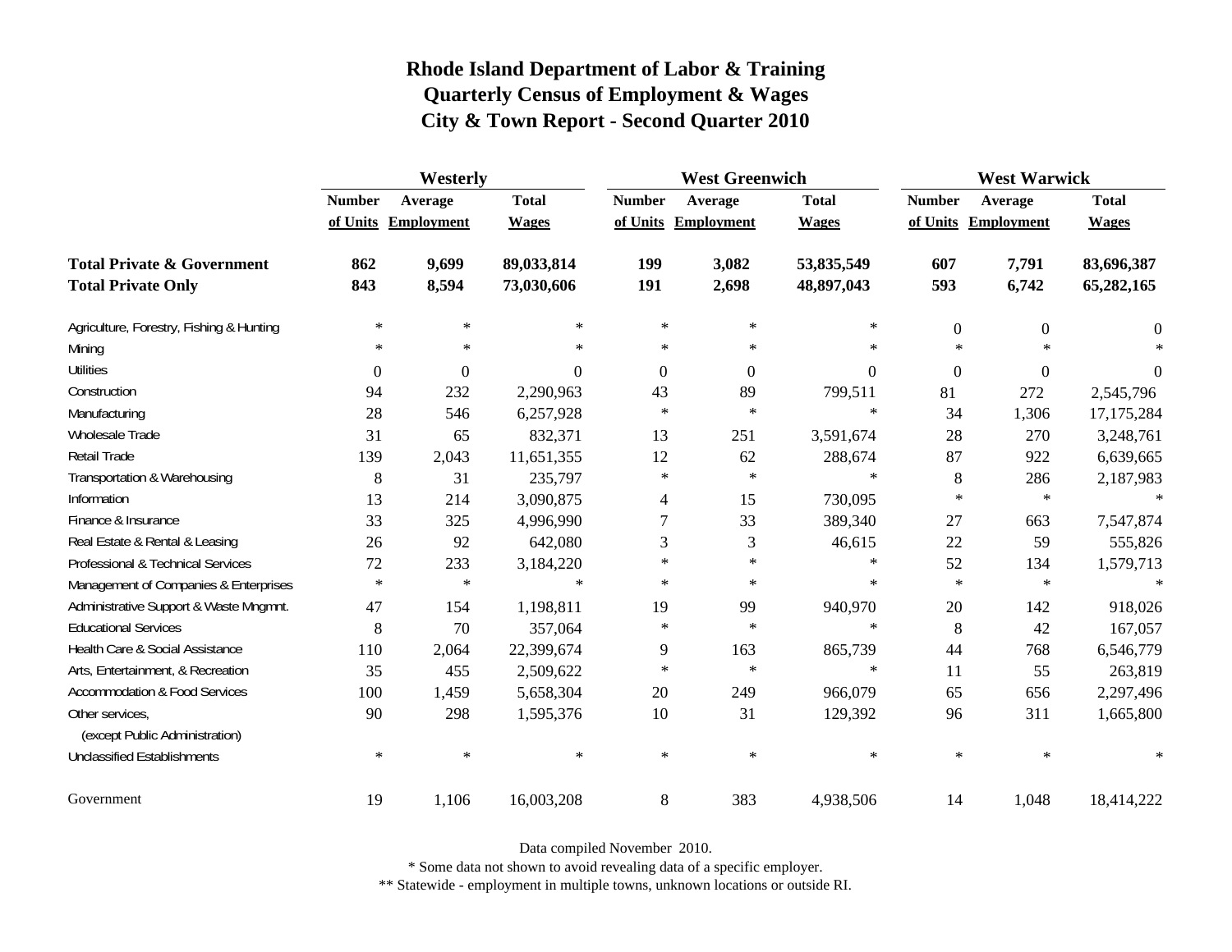# Rhode Island Department of Labor & Training
## Quarterly Census of Employment & Wages
## City & Town Report - Second Quarter 2010

| | Westerly | | | West Greenwich | | | West Warwick | | |
|---|---|---|---|---|---|---|---|---|---|
| | Number of Units | Average Employment | Total Wages | Number of Units | Average Employment | Total Wages | Number of Units | Average Employment | Total Wages |
| **Total Private & Government** | **862** | **9,699** | **89,033,814** | **199** | **3,082** | **53,835,549** | **607** | **7,791** | **83,696,387** |
| **Total Private Only** | **843** | **8,594** | **73,030,606** | **191** | **2,698** | **48,897,043** | **593** | **6,742** | **65,282,165** |
| Agriculture, Forestry, Fishing & Hunting | * | * | * | * | * | * | 0 | 0 | 0 |
| Mining | * | * | * | * | * | * | * | * | * |
| Utilities | 0 | 0 | 0 | 0 | 0 | 0 | 0 | 0 | 0 |
| Construction | 94 | 232 | 2,290,963 | 43 | 89 | 799,511 | 81 | 272 | 2,545,796 |
| Manufacturing | 28 | 546 | 6,257,928 | * | * | * | 34 | 1,306 | 17,175,284 |
| Wholesale Trade | 31 | 65 | 832,371 | 13 | 251 | 3,591,674 | 28 | 270 | 3,248,761 |
| Retail Trade | 139 | 2,043 | 11,651,355 | 12 | 62 | 288,674 | 87 | 922 | 6,639,665 |
| Transportation & Warehousing | 8 | 31 | 235,797 | * | * | * | 8 | 286 | 2,187,983 |
| Information | 13 | 214 | 3,090,875 | 4 | 15 | 730,095 | * | * | * |
| Finance & Insurance | 33 | 325 | 4,996,990 | 7 | 33 | 389,340 | 27 | 663 | 7,547,874 |
| Real Estate & Rental & Leasing | 26 | 92 | 642,080 | 3 | 3 | 46,615 | 22 | 59 | 555,826 |
| Professional & Technical Services | 72 | 233 | 3,184,220 | * | * | * | 52 | 134 | 1,579,713 |
| Management of Companies & Enterprises | * | * | * | * | * | * | * | * | * |
| Administrative Support & Waste Mngmnt. | 47 | 154 | 1,198,811 | 19 | 99 | 940,970 | 20 | 142 | 918,026 |
| Educational Services | 8 | 70 | 357,064 | * | * | * | 8 | 42 | 167,057 |
| Health Care & Social Assistance | 110 | 2,064 | 22,399,674 | 9 | 163 | 865,739 | 44 | 768 | 6,546,779 |
| Arts, Entertainment, & Recreation | 35 | 455 | 2,509,622 | * | * | * | 11 | 55 | 263,819 |
| Accommodation & Food Services | 100 | 1,459 | 5,658,304 | 20 | 249 | 966,079 | 65 | 656 | 2,297,496 |
| Other services, (except Public Administration) | 90 | 298 | 1,595,376 | 10 | 31 | 129,392 | 96 | 311 | 1,665,800 |
| Unclassified Establishments | * | * | * | * | * | * | * | * | * |
| Government | 19 | 1,106 | 16,003,208 | 8 | 383 | 4,938,506 | 14 | 1,048 | 18,414,222 |

Data compiled November 2010.

* Some data not shown to avoid revealing data of a specific employer.

** Statewide - employment in multiple towns, unknown locations or outside RI.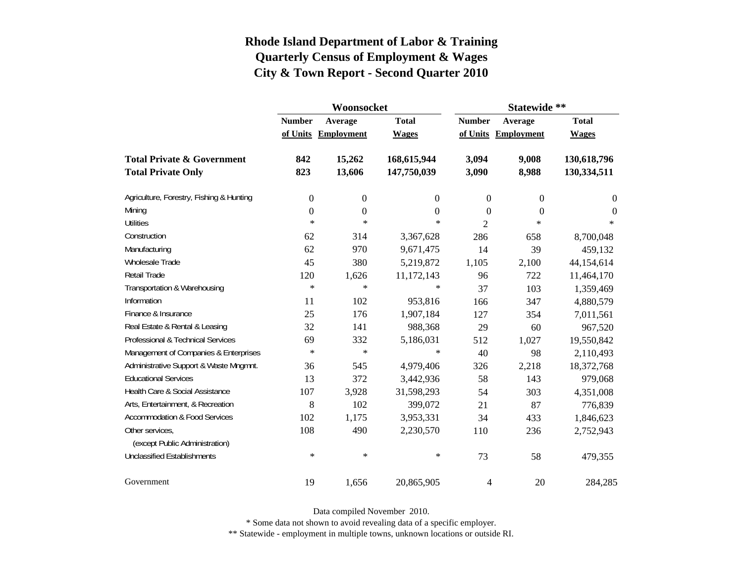# Rhode Island Department of Labor & Training
## Quarterly Census of Employment & Wages
## City & Town Report - Second Quarter 2010

| | Woonsocket | | | Statewide ** | | |
|---|---|---|---|---|---|---|
| | Number of Units | Average Employment | Total Wages | Number of Units | Average Employment | Total Wages |
| **Total Private & Government** | **842** | **15,262** | **168,615,944** | **3,094** | **9,008** | **130,618,796** |
| **Total Private Only** | **823** | **13,606** | **147,750,039** | **3,090** | **8,988** | **130,334,511** |
| Agriculture, Forestry, Fishing & Hunting | 0 | 0 | 0 | 0 | 0 | 0 |
| Mining | 0 | 0 | 0 | 0 | 0 | 0 |
| Utilities | * | * | * | 2 | * | * |
| Construction | 62 | 314 | 3,367,628 | 286 | 658 | 8,700,048 |
| Manufacturing | 62 | 970 | 9,671,475 | 14 | 39 | 459,132 |
| Wholesale Trade | 45 | 380 | 5,219,872 | 1,105 | 2,100 | 44,154,614 |
| Retail Trade | 120 | 1,626 | 11,172,143 | 96 | 722 | 11,464,170 |
| Transportation & Warehousing | * | * | * | 37 | 103 | 1,359,469 |
| Information | 11 | 102 | 953,816 | 166 | 347 | 4,880,579 |
| Finance & Insurance | 25 | 176 | 1,907,184 | 127 | 354 | 7,011,561 |
| Real Estate & Rental & Leasing | 32 | 141 | 988,368 | 29 | 60 | 967,520 |
| Professional & Technical Services | 69 | 332 | 5,186,031 | 512 | 1,027 | 19,550,842 |
| Management of Companies & Enterprises | * | * | * | 40 | 98 | 2,110,493 |
| Administrative Support & Waste Mngmnt. | 36 | 545 | 4,979,406 | 326 | 2,218 | 18,372,768 |
| Educational Services | 13 | 372 | 3,442,936 | 58 | 143 | 979,068 |
| Health Care & Social Assistance | 107 | 3,928 | 31,598,293 | 54 | 303 | 4,351,008 |
| Arts, Entertainment, & Recreation | 8 | 102 | 399,072 | 21 | 87 | 776,839 |
| Accommodation & Food Services | 102 | 1,175 | 3,953,331 | 34 | 433 | 1,846,623 |
| Other services, (except Public Administration) | 108 | 490 | 2,230,570 | 110 | 236 | 2,752,943 |
| Unclassified Establishments | * | * | * | 73 | 58 | 479,355 |
| Government | 19 | 1,656 | 20,865,905 | 4 | 20 | 284,285 |

Data compiled November 2010.

* Some data not shown to avoid revealing data of a specific employer.

** Statewide - employment in multiple towns, unknown locations or outside RI.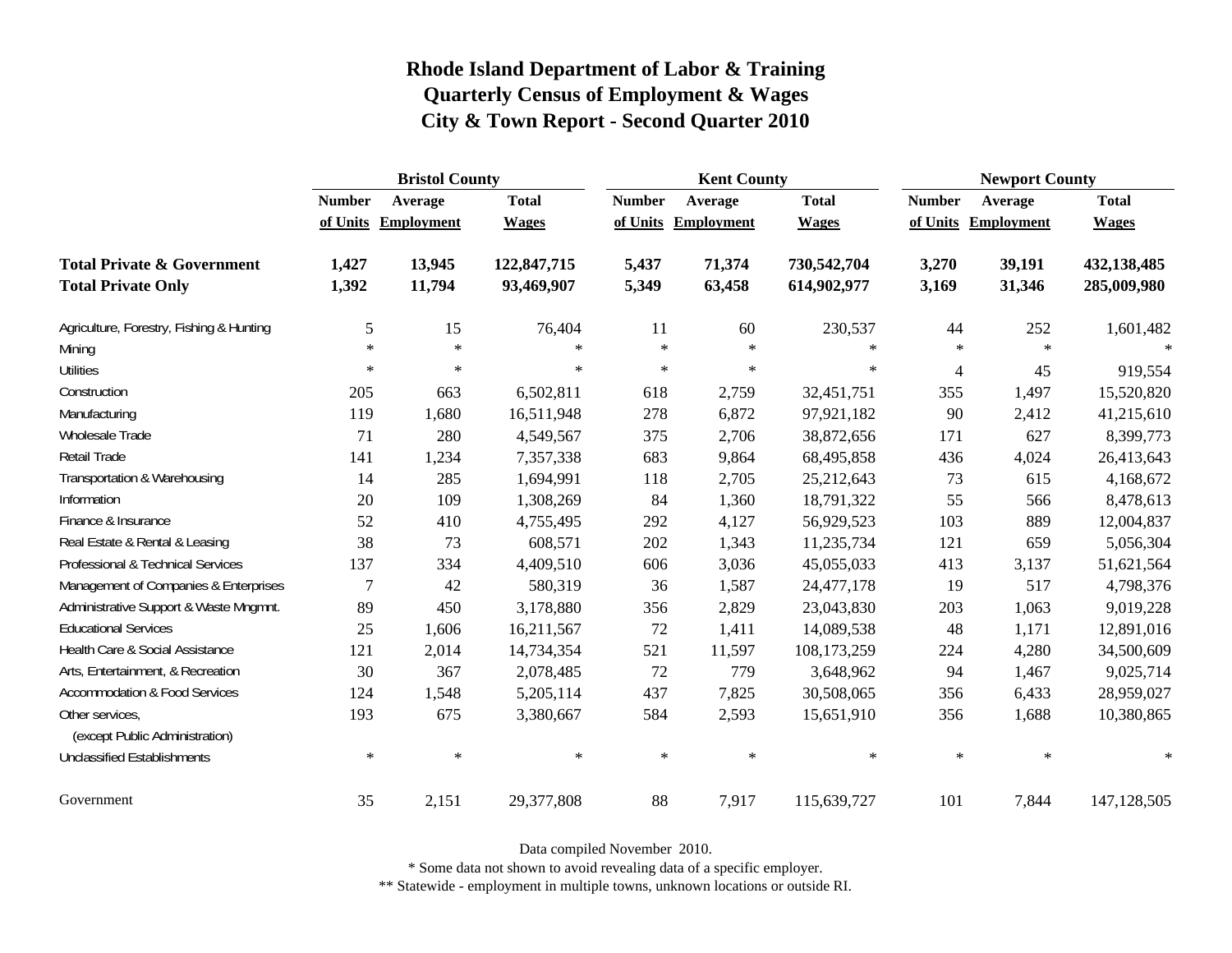# Rhode Island Department of Labor & Training
## Quarterly Census of Employment & Wages
## City & Town Report - Second Quarter 2010

| | Bristol County | | | Kent County | | | Newport County | | |
|---|---|---|---|---|---|---|---|---|---|
| | Number of Units | Average Employment | Total Wages | Number of Units | Average Employment | Total Wages | Number of Units | Average Employment | Total Wages |
| **Total Private & Government** | **1,427** | **13,945** | **122,847,715** | **5,437** | **71,374** | **730,542,704** | **3,270** | **39,191** | **432,138,485** |
| **Total Private Only** | **1,392** | **11,794** | **93,469,907** | **5,349** | **63,458** | **614,902,977** | **3,169** | **31,346** | **285,009,980** |
| Agriculture, Forestry, Fishing & Hunting | 5 | 15 | 76,404 | 11 | 60 | 230,537 | 44 | 252 | 1,601,482 |
| Mining | * | * | * | * | * | * | * | * | * |
| Utilities | * | * | * | * | * | * | 4 | 45 | 919,554 |
| Construction | 205 | 663 | 6,502,811 | 618 | 2,759 | 32,451,751 | 355 | 1,497 | 15,520,820 |
| Manufacturing | 119 | 1,680 | 16,511,948 | 278 | 6,872 | 97,921,182 | 90 | 2,412 | 41,215,610 |
| Wholesale Trade | 71 | 280 | 4,549,567 | 375 | 2,706 | 38,872,656 | 171 | 627 | 8,399,773 |
| Retail Trade | 141 | 1,234 | 7,357,338 | 683 | 9,864 | 68,495,858 | 436 | 4,024 | 26,413,643 |
| Transportation & Warehousing | 14 | 285 | 1,694,991 | 118 | 2,705 | 25,212,643 | 73 | 615 | 4,168,672 |
| Information | 20 | 109 | 1,308,269 | 84 | 1,360 | 18,791,322 | 55 | 566 | 8,478,613 |
| Finance & Insurance | 52 | 410 | 4,755,495 | 292 | 4,127 | 56,929,523 | 103 | 889 | 12,004,837 |
| Real Estate & Rental & Leasing | 38 | 73 | 608,571 | 202 | 1,343 | 11,235,734 | 121 | 659 | 5,056,304 |
| Professional & Technical Services | 137 | 334 | 4,409,510 | 606 | 3,036 | 45,055,033 | 413 | 3,137 | 51,621,564 |
| Management of Companies & Enterprises | 7 | 42 | 580,319 | 36 | 1,587 | 24,477,178 | 19 | 517 | 4,798,376 |
| Administrative Support & Waste Mngmnt. | 89 | 450 | 3,178,880 | 356 | 2,829 | 23,043,830 | 203 | 1,063 | 9,019,228 |
| Educational Services | 25 | 1,606 | 16,211,567 | 72 | 1,411 | 14,089,538 | 48 | 1,171 | 12,891,016 |
| Health Care & Social Assistance | 121 | 2,014 | 14,734,354 | 521 | 11,597 | 108,173,259 | 224 | 4,280 | 34,500,609 |
| Arts, Entertainment, & Recreation | 30 | 367 | 2,078,485 | 72 | 779 | 3,648,962 | 94 | 1,467 | 9,025,714 |
| Accommodation & Food Services | 124 | 1,548 | 5,205,114 | 437 | 7,825 | 30,508,065 | 356 | 6,433 | 28,959,027 |
| Other services, (except Public Administration) | 193 | 675 | 3,380,667 | 584 | 2,593 | 15,651,910 | 356 | 1,688 | 10,380,865 |
| Unclassified Establishments | * | * | * | * | * | * | * | * | * |
| Government | 35 | 2,151 | 29,377,808 | 88 | 7,917 | 115,639,727 | 101 | 7,844 | 147,128,505 |

Data compiled November 2010.

* Some data not shown to avoid revealing data of a specific employer.

** Statewide - employment in multiple towns, unknown locations or outside RI.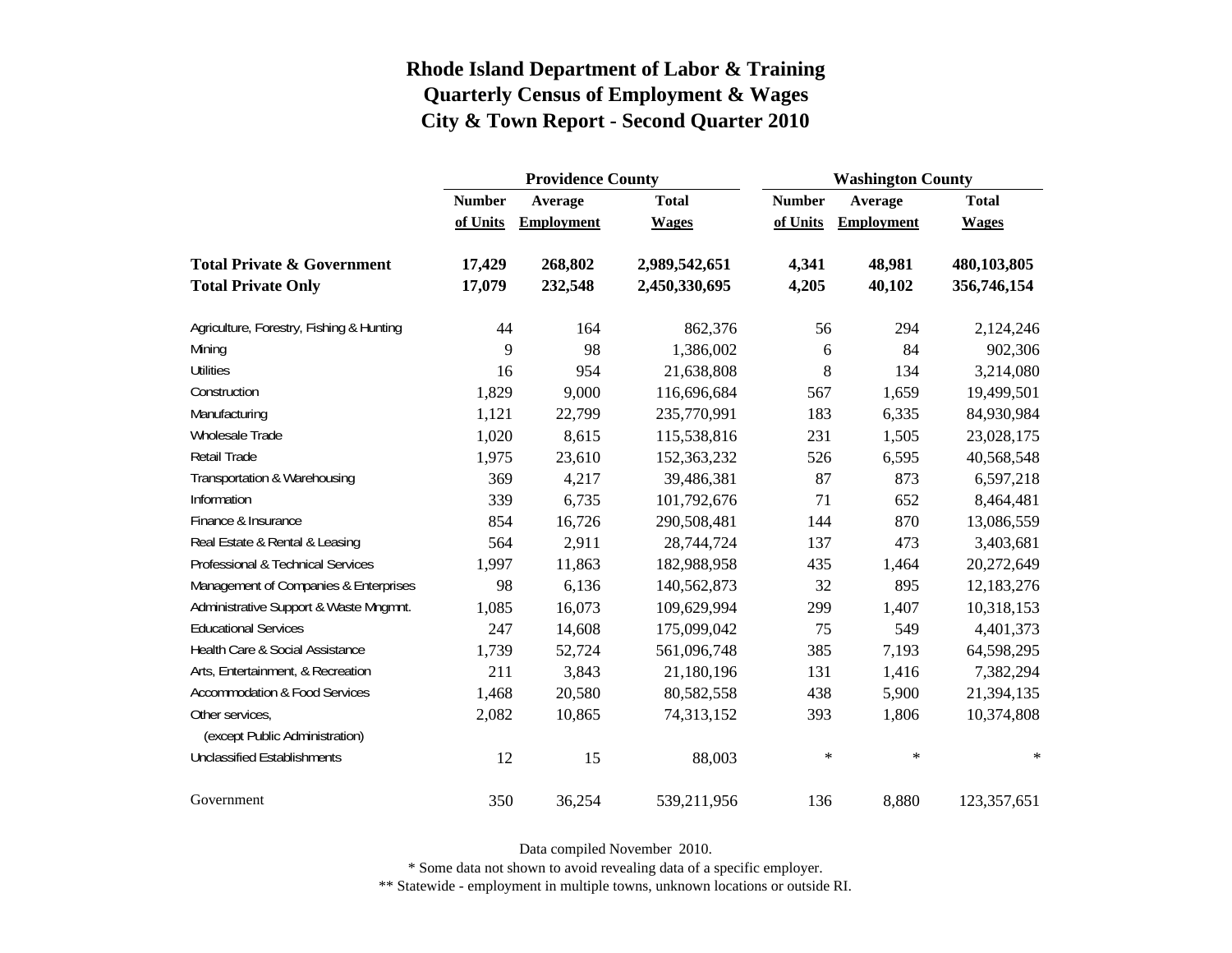# Rhode Island Department of Labor & Training
## Quarterly Census of Employment & Wages
## City & Town Report - Second Quarter 2010

| | Providence County | | | Washington County | | |
|---|---|---|---|---|---|---|
| | Number of Units | Average Employment | Total Wages | Number of Units | Average Employment | Total Wages |
| **Total Private & Government** | **17,429** | **268,802** | **2,989,542,651** | **4,341** | **48,981** | **480,103,805** |
| **Total Private Only** | **17,079** | **232,548** | **2,450,330,695** | **4,205** | **40,102** | **356,746,154** |
| Agriculture, Forestry, Fishing & Hunting | 44 | 164 | 862,376 | 56 | 294 | 2,124,246 |
| Mining | 9 | 98 | 1,386,002 | 6 | 84 | 902,306 |
| Utilities | 16 | 954 | 21,638,808 | 8 | 134 | 3,214,080 |
| Construction | 1,829 | 9,000 | 116,696,684 | 567 | 1,659 | 19,499,501 |
| Manufacturing | 1,121 | 22,799 | 235,770,991 | 183 | 6,335 | 84,930,984 |
| Wholesale Trade | 1,020 | 8,615 | 115,538,816 | 231 | 1,505 | 23,028,175 |
| Retail Trade | 1,975 | 23,610 | 152,363,232 | 526 | 6,595 | 40,568,548 |
| Transportation & Warehousing | 369 | 4,217 | 39,486,381 | 87 | 873 | 6,597,218 |
| Information | 339 | 6,735 | 101,792,676 | 71 | 652 | 8,464,481 |
| Finance & Insurance | 854 | 16,726 | 290,508,481 | 144 | 870 | 13,086,559 |
| Real Estate & Rental & Leasing | 564 | 2,911 | 28,744,724 | 137 | 473 | 3,403,681 |
| Professional & Technical Services | 1,997 | 11,863 | 182,988,958 | 435 | 1,464 | 20,272,649 |
| Management of Companies & Enterprises | 98 | 6,136 | 140,562,873 | 32 | 895 | 12,183,276 |
| Administrative Support & Waste Mngmnt. | 1,085 | 16,073 | 109,629,994 | 299 | 1,407 | 10,318,153 |
| Educational Services | 247 | 14,608 | 175,099,042 | 75 | 549 | 4,401,373 |
| Health Care & Social Assistance | 1,739 | 52,724 | 561,096,748 | 385 | 7,193 | 64,598,295 |
| Arts, Entertainment, & Recreation | 211 | 3,843 | 21,180,196 | 131 | 1,416 | 7,382,294 |
| Accommodation & Food Services | 1,468 | 20,580 | 80,582,558 | 438 | 5,900 | 21,394,135 |
| Other services, (except Public Administration) | 2,082 | 10,865 | 74,313,152 | 393 | 1,806 | 10,374,808 |
| Unclassified Establishments | 12 | 15 | 88,003 | * | * | * |
| Government | 350 | 36,254 | 539,211,956 | 136 | 8,880 | 123,357,651 |

Data compiled November 2010.

* Some data not shown to avoid revealing data of a specific employer.

** Statewide - employment in multiple towns, unknown locations or outside RI.